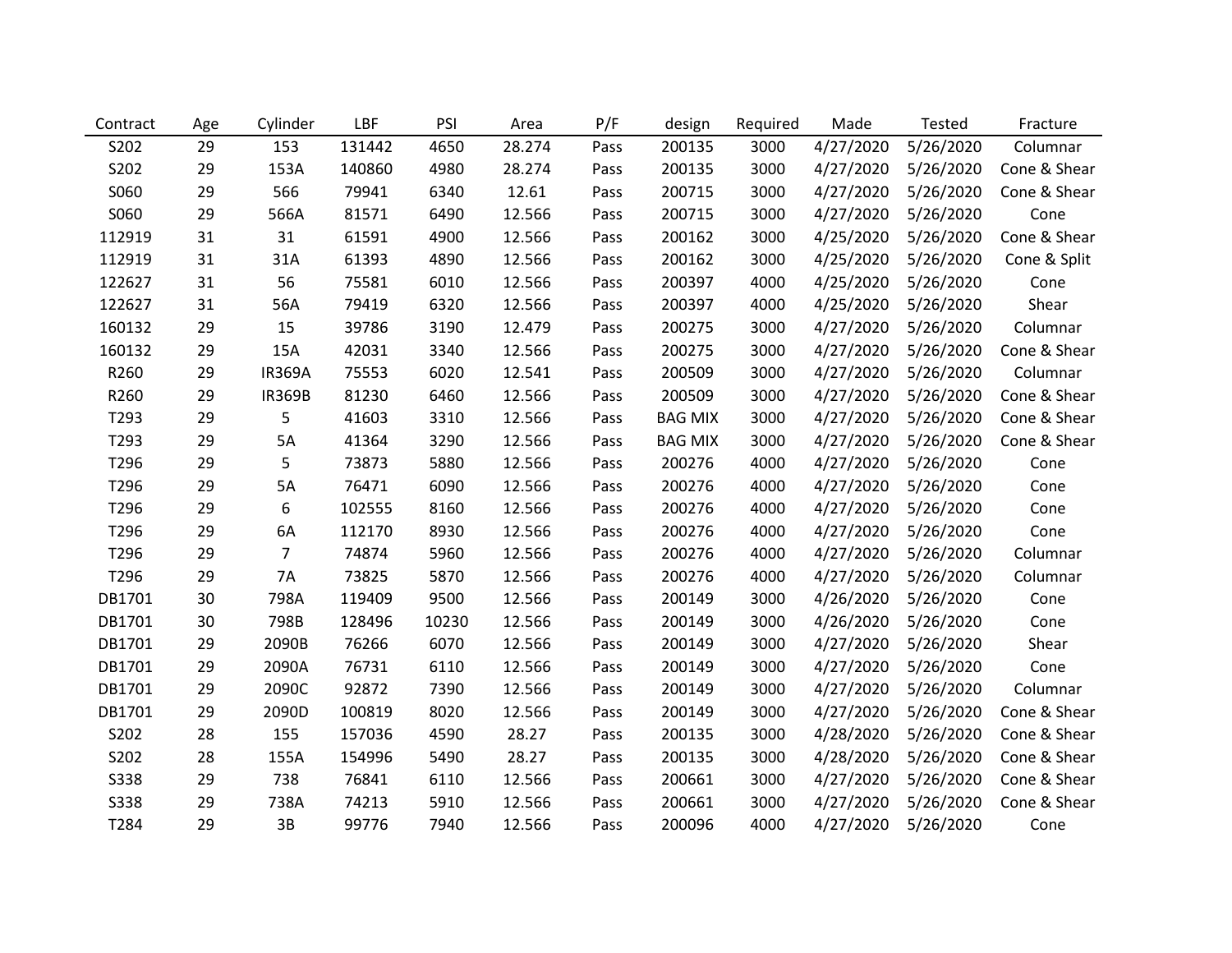| Contract | Age | Cylinder | LBF | PSI | Area | P/F | design | Required | Made | Tested | Fracture |
|---|---|---|---|---|---|---|---|---|---|---|---|
| S202 | 29 | 153 | 131442 | 4650 | 28.274 | Pass | 200135 | 3000 | 4/27/2020 | 5/26/2020 | Columnar |
| S202 | 29 | 153A | 140860 | 4980 | 28.274 | Pass | 200135 | 3000 | 4/27/2020 | 5/26/2020 | Cone & Shear |
| S060 | 29 | 566 | 79941 | 6340 | 12.61 | Pass | 200715 | 3000 | 4/27/2020 | 5/26/2020 | Cone & Shear |
| S060 | 29 | 566A | 81571 | 6490 | 12.566 | Pass | 200715 | 3000 | 4/27/2020 | 5/26/2020 | Cone |
| 112919 | 31 | 31 | 61591 | 4900 | 12.566 | Pass | 200162 | 3000 | 4/25/2020 | 5/26/2020 | Cone & Shear |
| 112919 | 31 | 31A | 61393 | 4890 | 12.566 | Pass | 200162 | 3000 | 4/25/2020 | 5/26/2020 | Cone & Split |
| 122627 | 31 | 56 | 75581 | 6010 | 12.566 | Pass | 200397 | 4000 | 4/25/2020 | 5/26/2020 | Cone |
| 122627 | 31 | 56A | 79419 | 6320 | 12.566 | Pass | 200397 | 4000 | 4/25/2020 | 5/26/2020 | Shear |
| 160132 | 29 | 15 | 39786 | 3190 | 12.479 | Pass | 200275 | 3000 | 4/27/2020 | 5/26/2020 | Columnar |
| 160132 | 29 | 15A | 42031 | 3340 | 12.566 | Pass | 200275 | 3000 | 4/27/2020 | 5/26/2020 | Cone & Shear |
| R260 | 29 | IR369A | 75553 | 6020 | 12.541 | Pass | 200509 | 3000 | 4/27/2020 | 5/26/2020 | Columnar |
| R260 | 29 | IR369B | 81230 | 6460 | 12.566 | Pass | 200509 | 3000 | 4/27/2020 | 5/26/2020 | Cone & Shear |
| T293 | 29 | 5 | 41603 | 3310 | 12.566 | Pass | BAG MIX | 3000 | 4/27/2020 | 5/26/2020 | Cone & Shear |
| T293 | 29 | 5A | 41364 | 3290 | 12.566 | Pass | BAG MIX | 3000 | 4/27/2020 | 5/26/2020 | Cone & Shear |
| T296 | 29 | 5 | 73873 | 5880 | 12.566 | Pass | 200276 | 4000 | 4/27/2020 | 5/26/2020 | Cone |
| T296 | 29 | 5A | 76471 | 6090 | 12.566 | Pass | 200276 | 4000 | 4/27/2020 | 5/26/2020 | Cone |
| T296 | 29 | 6 | 102555 | 8160 | 12.566 | Pass | 200276 | 4000 | 4/27/2020 | 5/26/2020 | Cone |
| T296 | 29 | 6A | 112170 | 8930 | 12.566 | Pass | 200276 | 4000 | 4/27/2020 | 5/26/2020 | Cone |
| T296 | 29 | 7 | 74874 | 5960 | 12.566 | Pass | 200276 | 4000 | 4/27/2020 | 5/26/2020 | Columnar |
| T296 | 29 | 7A | 73825 | 5870 | 12.566 | Pass | 200276 | 4000 | 4/27/2020 | 5/26/2020 | Columnar |
| DB1701 | 30 | 798A | 119409 | 9500 | 12.566 | Pass | 200149 | 3000 | 4/26/2020 | 5/26/2020 | Cone |
| DB1701 | 30 | 798B | 128496 | 10230 | 12.566 | Pass | 200149 | 3000 | 4/26/2020 | 5/26/2020 | Cone |
| DB1701 | 29 | 2090B | 76266 | 6070 | 12.566 | Pass | 200149 | 3000 | 4/27/2020 | 5/26/2020 | Shear |
| DB1701 | 29 | 2090A | 76731 | 6110 | 12.566 | Pass | 200149 | 3000 | 4/27/2020 | 5/26/2020 | Cone |
| DB1701 | 29 | 2090C | 92872 | 7390 | 12.566 | Pass | 200149 | 3000 | 4/27/2020 | 5/26/2020 | Columnar |
| DB1701 | 29 | 2090D | 100819 | 8020 | 12.566 | Pass | 200149 | 3000 | 4/27/2020 | 5/26/2020 | Cone & Shear |
| S202 | 28 | 155 | 157036 | 4590 | 28.27 | Pass | 200135 | 3000 | 4/28/2020 | 5/26/2020 | Cone & Shear |
| S202 | 28 | 155A | 154996 | 5490 | 28.27 | Pass | 200135 | 3000 | 4/28/2020 | 5/26/2020 | Cone & Shear |
| S338 | 29 | 738 | 76841 | 6110 | 12.566 | Pass | 200661 | 3000 | 4/27/2020 | 5/26/2020 | Cone & Shear |
| S338 | 29 | 738A | 74213 | 5910 | 12.566 | Pass | 200661 | 3000 | 4/27/2020 | 5/26/2020 | Cone & Shear |
| T284 | 29 | 3B | 99776 | 7940 | 12.566 | Pass | 200096 | 4000 | 4/27/2020 | 5/26/2020 | Cone |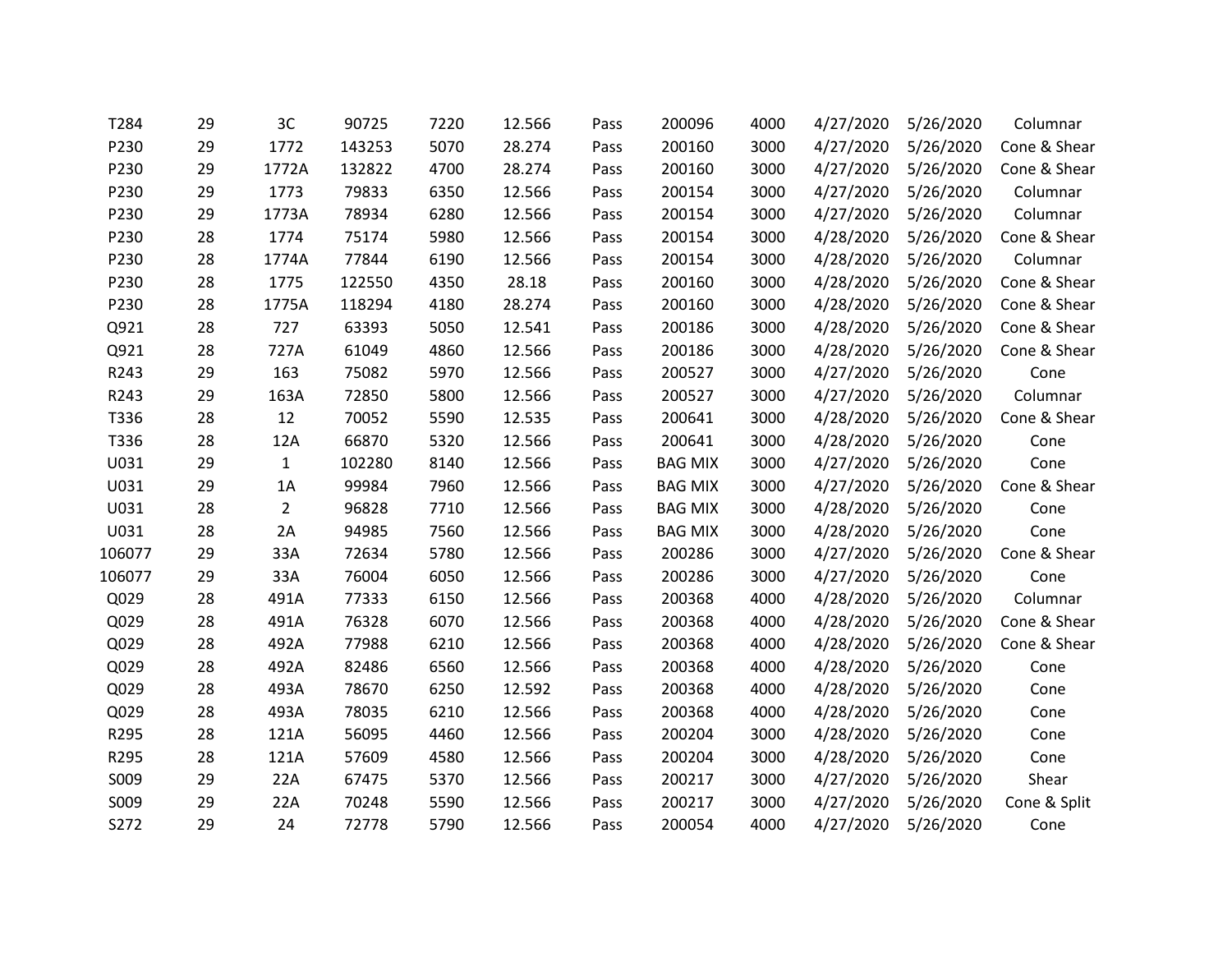| T284 | 29 | 3C | 90725 | 7220 | 12.566 | Pass | 200096 | 4000 | 4/27/2020 | 5/26/2020 | Columnar |
|---|---|---|---|---|---|---|---|---|---|---|---|
| P230 | 29 | 1772 | 143253 | 5070 | 28.274 | Pass | 200160 | 3000 | 4/27/2020 | 5/26/2020 | Cone & Shear |
| P230 | 29 | 1772A | 132822 | 4700 | 28.274 | Pass | 200160 | 3000 | 4/27/2020 | 5/26/2020 | Cone & Shear |
| P230 | 29 | 1773 | 79833 | 6350 | 12.566 | Pass | 200154 | 3000 | 4/27/2020 | 5/26/2020 | Columnar |
| P230 | 29 | 1773A | 78934 | 6280 | 12.566 | Pass | 200154 | 3000 | 4/27/2020 | 5/26/2020 | Columnar |
| P230 | 28 | 1774 | 75174 | 5980 | 12.566 | Pass | 200154 | 3000 | 4/28/2020 | 5/26/2020 | Cone & Shear |
| P230 | 28 | 1774A | 77844 | 6190 | 12.566 | Pass | 200154 | 3000 | 4/28/2020 | 5/26/2020 | Columnar |
| P230 | 28 | 1775 | 122550 | 4350 | 28.18 | Pass | 200160 | 3000 | 4/28/2020 | 5/26/2020 | Cone & Shear |
| P230 | 28 | 1775A | 118294 | 4180 | 28.274 | Pass | 200160 | 3000 | 4/28/2020 | 5/26/2020 | Cone & Shear |
| Q921 | 28 | 727 | 63393 | 5050 | 12.541 | Pass | 200186 | 3000 | 4/28/2020 | 5/26/2020 | Cone & Shear |
| Q921 | 28 | 727A | 61049 | 4860 | 12.566 | Pass | 200186 | 3000 | 4/28/2020 | 5/26/2020 | Cone & Shear |
| R243 | 29 | 163 | 75082 | 5970 | 12.566 | Pass | 200527 | 3000 | 4/27/2020 | 5/26/2020 | Cone |
| R243 | 29 | 163A | 72850 | 5800 | 12.566 | Pass | 200527 | 3000 | 4/27/2020 | 5/26/2020 | Columnar |
| T336 | 28 | 12 | 70052 | 5590 | 12.535 | Pass | 200641 | 3000 | 4/28/2020 | 5/26/2020 | Cone & Shear |
| T336 | 28 | 12A | 66870 | 5320 | 12.566 | Pass | 200641 | 3000 | 4/28/2020 | 5/26/2020 | Cone |
| U031 | 29 | 1 | 102280 | 8140 | 12.566 | Pass | BAG MIX | 3000 | 4/27/2020 | 5/26/2020 | Cone |
| U031 | 29 | 1A | 99984 | 7960 | 12.566 | Pass | BAG MIX | 3000 | 4/27/2020 | 5/26/2020 | Cone & Shear |
| U031 | 28 | 2 | 96828 | 7710 | 12.566 | Pass | BAG MIX | 3000 | 4/28/2020 | 5/26/2020 | Cone |
| U031 | 28 | 2A | 94985 | 7560 | 12.566 | Pass | BAG MIX | 3000 | 4/28/2020 | 5/26/2020 | Cone |
| 106077 | 29 | 33A | 72634 | 5780 | 12.566 | Pass | 200286 | 3000 | 4/27/2020 | 5/26/2020 | Cone & Shear |
| 106077 | 29 | 33A | 76004 | 6050 | 12.566 | Pass | 200286 | 3000 | 4/27/2020 | 5/26/2020 | Cone |
| Q029 | 28 | 491A | 77333 | 6150 | 12.566 | Pass | 200368 | 4000 | 4/28/2020 | 5/26/2020 | Columnar |
| Q029 | 28 | 491A | 76328 | 6070 | 12.566 | Pass | 200368 | 4000 | 4/28/2020 | 5/26/2020 | Cone & Shear |
| Q029 | 28 | 492A | 77988 | 6210 | 12.566 | Pass | 200368 | 4000 | 4/28/2020 | 5/26/2020 | Cone & Shear |
| Q029 | 28 | 492A | 82486 | 6560 | 12.566 | Pass | 200368 | 4000 | 4/28/2020 | 5/26/2020 | Cone |
| Q029 | 28 | 493A | 78670 | 6250 | 12.592 | Pass | 200368 | 4000 | 4/28/2020 | 5/26/2020 | Cone |
| Q029 | 28 | 493A | 78035 | 6210 | 12.566 | Pass | 200368 | 4000 | 4/28/2020 | 5/26/2020 | Cone |
| R295 | 28 | 121A | 56095 | 4460 | 12.566 | Pass | 200204 | 3000 | 4/28/2020 | 5/26/2020 | Cone |
| R295 | 28 | 121A | 57609 | 4580 | 12.566 | Pass | 200204 | 3000 | 4/28/2020 | 5/26/2020 | Cone |
| S009 | 29 | 22A | 67475 | 5370 | 12.566 | Pass | 200217 | 3000 | 4/27/2020 | 5/26/2020 | Shear |
| S009 | 29 | 22A | 70248 | 5590 | 12.566 | Pass | 200217 | 3000 | 4/27/2020 | 5/26/2020 | Cone & Split |
| S272 | 29 | 24 | 72778 | 5790 | 12.566 | Pass | 200054 | 4000 | 4/27/2020 | 5/26/2020 | Cone |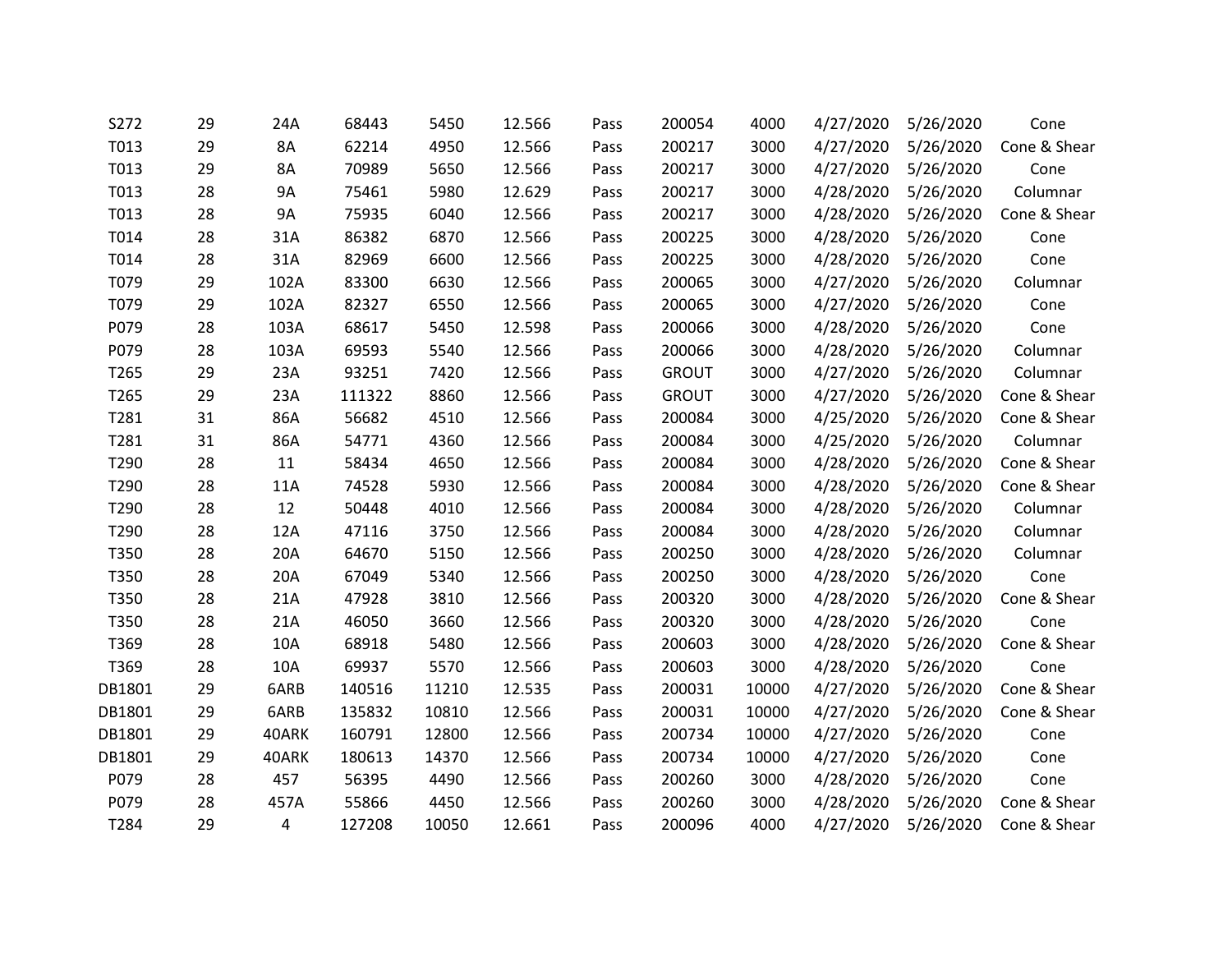| | | | | | | | | | | | |
|---|---|---|---|---|---|---|---|---|---|---|---|
| S272 | 29 | 24A | 68443 | 5450 | 12.566 | Pass | 200054 | 4000 | 4/27/2020 | 5/26/2020 | Cone |
| T013 | 29 | 8A | 62214 | 4950 | 12.566 | Pass | 200217 | 3000 | 4/27/2020 | 5/26/2020 | Cone & Shear |
| T013 | 29 | 8A | 70989 | 5650 | 12.566 | Pass | 200217 | 3000 | 4/27/2020 | 5/26/2020 | Cone |
| T013 | 28 | 9A | 75461 | 5980 | 12.629 | Pass | 200217 | 3000 | 4/28/2020 | 5/26/2020 | Columnar |
| T013 | 28 | 9A | 75935 | 6040 | 12.566 | Pass | 200217 | 3000 | 4/28/2020 | 5/26/2020 | Cone & Shear |
| T014 | 28 | 31A | 86382 | 6870 | 12.566 | Pass | 200225 | 3000 | 4/28/2020 | 5/26/2020 | Cone |
| T014 | 28 | 31A | 82969 | 6600 | 12.566 | Pass | 200225 | 3000 | 4/28/2020 | 5/26/2020 | Cone |
| T079 | 29 | 102A | 83300 | 6630 | 12.566 | Pass | 200065 | 3000 | 4/27/2020 | 5/26/2020 | Columnar |
| T079 | 29 | 102A | 82327 | 6550 | 12.566 | Pass | 200065 | 3000 | 4/27/2020 | 5/26/2020 | Cone |
| P079 | 28 | 103A | 68617 | 5450 | 12.598 | Pass | 200066 | 3000 | 4/28/2020 | 5/26/2020 | Cone |
| P079 | 28 | 103A | 69593 | 5540 | 12.566 | Pass | 200066 | 3000 | 4/28/2020 | 5/26/2020 | Columnar |
| T265 | 29 | 23A | 93251 | 7420 | 12.566 | Pass | GROUT | 3000 | 4/27/2020 | 5/26/2020 | Columnar |
| T265 | 29 | 23A | 111322 | 8860 | 12.566 | Pass | GROUT | 3000 | 4/27/2020 | 5/26/2020 | Cone & Shear |
| T281 | 31 | 86A | 56682 | 4510 | 12.566 | Pass | 200084 | 3000 | 4/25/2020 | 5/26/2020 | Cone & Shear |
| T281 | 31 | 86A | 54771 | 4360 | 12.566 | Pass | 200084 | 3000 | 4/25/2020 | 5/26/2020 | Columnar |
| T290 | 28 | 11 | 58434 | 4650 | 12.566 | Pass | 200084 | 3000 | 4/28/2020 | 5/26/2020 | Cone & Shear |
| T290 | 28 | 11A | 74528 | 5930 | 12.566 | Pass | 200084 | 3000 | 4/28/2020 | 5/26/2020 | Cone & Shear |
| T290 | 28 | 12 | 50448 | 4010 | 12.566 | Pass | 200084 | 3000 | 4/28/2020 | 5/26/2020 | Columnar |
| T290 | 28 | 12A | 47116 | 3750 | 12.566 | Pass | 200084 | 3000 | 4/28/2020 | 5/26/2020 | Columnar |
| T350 | 28 | 20A | 64670 | 5150 | 12.566 | Pass | 200250 | 3000 | 4/28/2020 | 5/26/2020 | Columnar |
| T350 | 28 | 20A | 67049 | 5340 | 12.566 | Pass | 200250 | 3000 | 4/28/2020 | 5/26/2020 | Cone |
| T350 | 28 | 21A | 47928 | 3810 | 12.566 | Pass | 200320 | 3000 | 4/28/2020 | 5/26/2020 | Cone & Shear |
| T350 | 28 | 21A | 46050 | 3660 | 12.566 | Pass | 200320 | 3000 | 4/28/2020 | 5/26/2020 | Cone |
| T369 | 28 | 10A | 68918 | 5480 | 12.566 | Pass | 200603 | 3000 | 4/28/2020 | 5/26/2020 | Cone & Shear |
| T369 | 28 | 10A | 69937 | 5570 | 12.566 | Pass | 200603 | 3000 | 4/28/2020 | 5/26/2020 | Cone |
| DB1801 | 29 | 6ARB | 140516 | 11210 | 12.535 | Pass | 200031 | 10000 | 4/27/2020 | 5/26/2020 | Cone & Shear |
| DB1801 | 29 | 6ARB | 135832 | 10810 | 12.566 | Pass | 200031 | 10000 | 4/27/2020 | 5/26/2020 | Cone & Shear |
| DB1801 | 29 | 40ARK | 160791 | 12800 | 12.566 | Pass | 200734 | 10000 | 4/27/2020 | 5/26/2020 | Cone |
| DB1801 | 29 | 40ARK | 180613 | 14370 | 12.566 | Pass | 200734 | 10000 | 4/27/2020 | 5/26/2020 | Cone |
| P079 | 28 | 457 | 56395 | 4490 | 12.566 | Pass | 200260 | 3000 | 4/28/2020 | 5/26/2020 | Cone |
| P079 | 28 | 457A | 55866 | 4450 | 12.566 | Pass | 200260 | 3000 | 4/28/2020 | 5/26/2020 | Cone & Shear |
| T284 | 29 | 4 | 127208 | 10050 | 12.661 | Pass | 200096 | 4000 | 4/27/2020 | 5/26/2020 | Cone & Shear |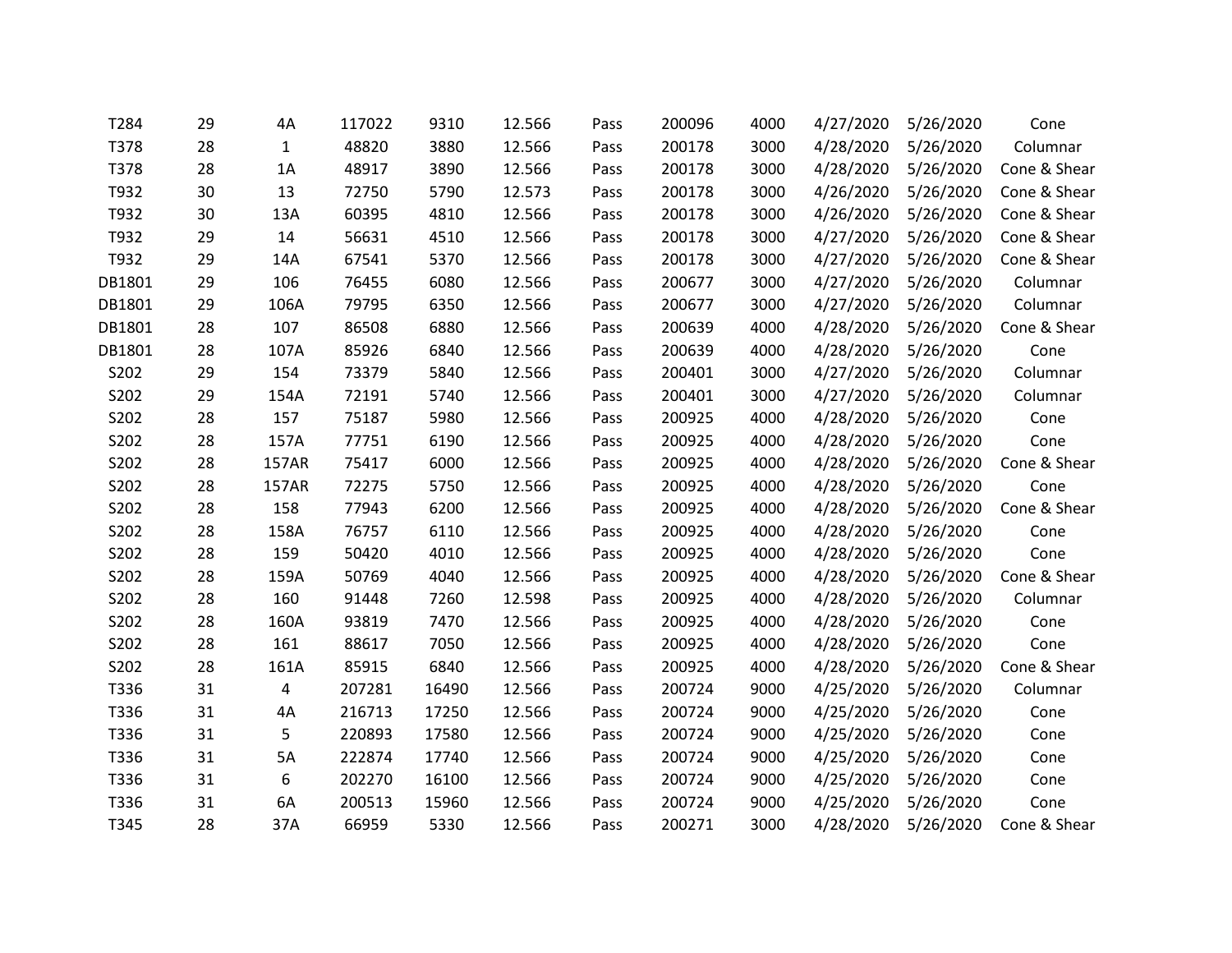| | | | | | | | | | | | |
|---|---|---|---|---|---|---|---|---|---|---|---|
| T284 | 29 | 4A | 117022 | 9310 | 12.566 | Pass | 200096 | 4000 | 4/27/2020 | 5/26/2020 | Cone |
| T378 | 28 | 1 | 48820 | 3880 | 12.566 | Pass | 200178 | 3000 | 4/28/2020 | 5/26/2020 | Columnar |
| T378 | 28 | 1A | 48917 | 3890 | 12.566 | Pass | 200178 | 3000 | 4/28/2020 | 5/26/2020 | Cone & Shear |
| T932 | 30 | 13 | 72750 | 5790 | 12.573 | Pass | 200178 | 3000 | 4/26/2020 | 5/26/2020 | Cone & Shear |
| T932 | 30 | 13A | 60395 | 4810 | 12.566 | Pass | 200178 | 3000 | 4/26/2020 | 5/26/2020 | Cone & Shear |
| T932 | 29 | 14 | 56631 | 4510 | 12.566 | Pass | 200178 | 3000 | 4/27/2020 | 5/26/2020 | Cone & Shear |
| T932 | 29 | 14A | 67541 | 5370 | 12.566 | Pass | 200178 | 3000 | 4/27/2020 | 5/26/2020 | Cone & Shear |
| DB1801 | 29 | 106 | 76455 | 6080 | 12.566 | Pass | 200677 | 3000 | 4/27/2020 | 5/26/2020 | Columnar |
| DB1801 | 29 | 106A | 79795 | 6350 | 12.566 | Pass | 200677 | 3000 | 4/27/2020 | 5/26/2020 | Columnar |
| DB1801 | 28 | 107 | 86508 | 6880 | 12.566 | Pass | 200639 | 4000 | 4/28/2020 | 5/26/2020 | Cone & Shear |
| DB1801 | 28 | 107A | 85926 | 6840 | 12.566 | Pass | 200639 | 4000 | 4/28/2020 | 5/26/2020 | Cone |
| S202 | 29 | 154 | 73379 | 5840 | 12.566 | Pass | 200401 | 3000 | 4/27/2020 | 5/26/2020 | Columnar |
| S202 | 29 | 154A | 72191 | 5740 | 12.566 | Pass | 200401 | 3000 | 4/27/2020 | 5/26/2020 | Columnar |
| S202 | 28 | 157 | 75187 | 5980 | 12.566 | Pass | 200925 | 4000 | 4/28/2020 | 5/26/2020 | Cone |
| S202 | 28 | 157A | 77751 | 6190 | 12.566 | Pass | 200925 | 4000 | 4/28/2020 | 5/26/2020 | Cone |
| S202 | 28 | 157AR | 75417 | 6000 | 12.566 | Pass | 200925 | 4000 | 4/28/2020 | 5/26/2020 | Cone & Shear |
| S202 | 28 | 157AR | 72275 | 5750 | 12.566 | Pass | 200925 | 4000 | 4/28/2020 | 5/26/2020 | Cone |
| S202 | 28 | 158 | 77943 | 6200 | 12.566 | Pass | 200925 | 4000 | 4/28/2020 | 5/26/2020 | Cone & Shear |
| S202 | 28 | 158A | 76757 | 6110 | 12.566 | Pass | 200925 | 4000 | 4/28/2020 | 5/26/2020 | Cone |
| S202 | 28 | 159 | 50420 | 4010 | 12.566 | Pass | 200925 | 4000 | 4/28/2020 | 5/26/2020 | Cone |
| S202 | 28 | 159A | 50769 | 4040 | 12.566 | Pass | 200925 | 4000 | 4/28/2020 | 5/26/2020 | Cone & Shear |
| S202 | 28 | 160 | 91448 | 7260 | 12.598 | Pass | 200925 | 4000 | 4/28/2020 | 5/26/2020 | Columnar |
| S202 | 28 | 160A | 93819 | 7470 | 12.566 | Pass | 200925 | 4000 | 4/28/2020 | 5/26/2020 | Cone |
| S202 | 28 | 161 | 88617 | 7050 | 12.566 | Pass | 200925 | 4000 | 4/28/2020 | 5/26/2020 | Cone |
| S202 | 28 | 161A | 85915 | 6840 | 12.566 | Pass | 200925 | 4000 | 4/28/2020 | 5/26/2020 | Cone & Shear |
| T336 | 31 | 4 | 207281 | 16490 | 12.566 | Pass | 200724 | 9000 | 4/25/2020 | 5/26/2020 | Columnar |
| T336 | 31 | 4A | 216713 | 17250 | 12.566 | Pass | 200724 | 9000 | 4/25/2020 | 5/26/2020 | Cone |
| T336 | 31 | 5 | 220893 | 17580 | 12.566 | Pass | 200724 | 9000 | 4/25/2020 | 5/26/2020 | Cone |
| T336 | 31 | 5A | 222874 | 17740 | 12.566 | Pass | 200724 | 9000 | 4/25/2020 | 5/26/2020 | Cone |
| T336 | 31 | 6 | 202270 | 16100 | 12.566 | Pass | 200724 | 9000 | 4/25/2020 | 5/26/2020 | Cone |
| T336 | 31 | 6A | 200513 | 15960 | 12.566 | Pass | 200724 | 9000 | 4/25/2020 | 5/26/2020 | Cone |
| T345 | 28 | 37A | 66959 | 5330 | 12.566 | Pass | 200271 | 3000 | 4/28/2020 | 5/26/2020 | Cone & Shear |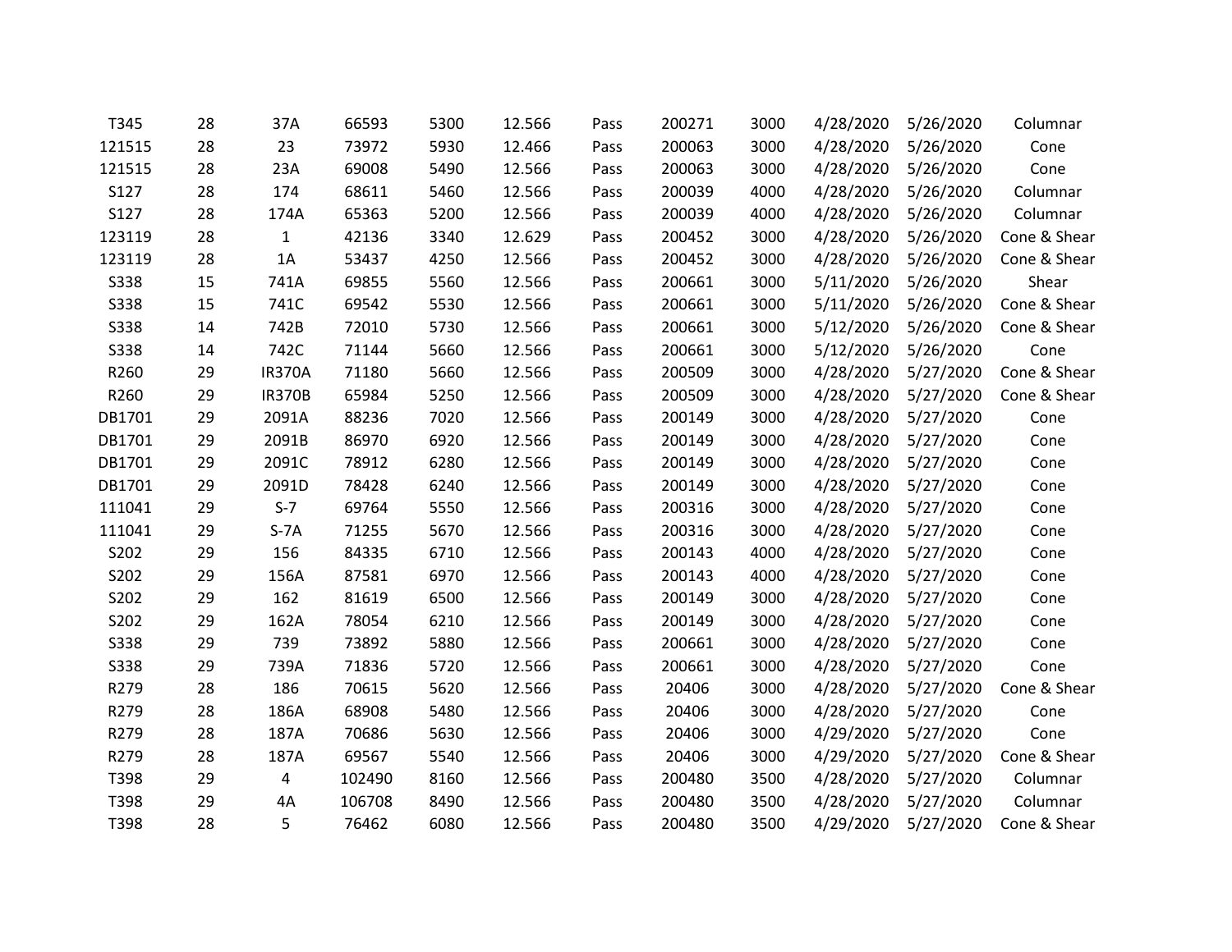| T345 | 28 | 37A | 66593 | 5300 | 12.566 | Pass | 200271 | 3000 | 4/28/2020 | 5/26/2020 | Columnar |
|---|---|---|---|---|---|---|---|---|---|---|---|
| 121515 | 28 | 23 | 73972 | 5930 | 12.466 | Pass | 200063 | 3000 | 4/28/2020 | 5/26/2020 | Cone |
| 121515 | 28 | 23A | 69008 | 5490 | 12.566 | Pass | 200063 | 3000 | 4/28/2020 | 5/26/2020 | Cone |
| S127 | 28 | 174 | 68611 | 5460 | 12.566 | Pass | 200039 | 4000 | 4/28/2020 | 5/26/2020 | Columnar |
| S127 | 28 | 174A | 65363 | 5200 | 12.566 | Pass | 200039 | 4000 | 4/28/2020 | 5/26/2020 | Columnar |
| 123119 | 28 | 1 | 42136 | 3340 | 12.629 | Pass | 200452 | 3000 | 4/28/2020 | 5/26/2020 | Cone & Shear |
| 123119 | 28 | 1A | 53437 | 4250 | 12.566 | Pass | 200452 | 3000 | 4/28/2020 | 5/26/2020 | Cone & Shear |
| S338 | 15 | 741A | 69855 | 5560 | 12.566 | Pass | 200661 | 3000 | 5/11/2020 | 5/26/2020 | Shear |
| S338 | 15 | 741C | 69542 | 5530 | 12.566 | Pass | 200661 | 3000 | 5/11/2020 | 5/26/2020 | Cone & Shear |
| S338 | 14 | 742B | 72010 | 5730 | 12.566 | Pass | 200661 | 3000 | 5/12/2020 | 5/26/2020 | Cone & Shear |
| S338 | 14 | 742C | 71144 | 5660 | 12.566 | Pass | 200661 | 3000 | 5/12/2020 | 5/26/2020 | Cone |
| R260 | 29 | IR370A | 71180 | 5660 | 12.566 | Pass | 200509 | 3000 | 4/28/2020 | 5/27/2020 | Cone & Shear |
| R260 | 29 | IR370B | 65984 | 5250 | 12.566 | Pass | 200509 | 3000 | 4/28/2020 | 5/27/2020 | Cone & Shear |
| DB1701 | 29 | 2091A | 88236 | 7020 | 12.566 | Pass | 200149 | 3000 | 4/28/2020 | 5/27/2020 | Cone |
| DB1701 | 29 | 2091B | 86970 | 6920 | 12.566 | Pass | 200149 | 3000 | 4/28/2020 | 5/27/2020 | Cone |
| DB1701 | 29 | 2091C | 78912 | 6280 | 12.566 | Pass | 200149 | 3000 | 4/28/2020 | 5/27/2020 | Cone |
| DB1701 | 29 | 2091D | 78428 | 6240 | 12.566 | Pass | 200149 | 3000 | 4/28/2020 | 5/27/2020 | Cone |
| 111041 | 29 | S-7 | 69764 | 5550 | 12.566 | Pass | 200316 | 3000 | 4/28/2020 | 5/27/2020 | Cone |
| 111041 | 29 | S-7A | 71255 | 5670 | 12.566 | Pass | 200316 | 3000 | 4/28/2020 | 5/27/2020 | Cone |
| S202 | 29 | 156 | 84335 | 6710 | 12.566 | Pass | 200143 | 4000 | 4/28/2020 | 5/27/2020 | Cone |
| S202 | 29 | 156A | 87581 | 6970 | 12.566 | Pass | 200143 | 4000 | 4/28/2020 | 5/27/2020 | Cone |
| S202 | 29 | 162 | 81619 | 6500 | 12.566 | Pass | 200149 | 3000 | 4/28/2020 | 5/27/2020 | Cone |
| S202 | 29 | 162A | 78054 | 6210 | 12.566 | Pass | 200149 | 3000 | 4/28/2020 | 5/27/2020 | Cone |
| S338 | 29 | 739 | 73892 | 5880 | 12.566 | Pass | 200661 | 3000 | 4/28/2020 | 5/27/2020 | Cone |
| S338 | 29 | 739A | 71836 | 5720 | 12.566 | Pass | 200661 | 3000 | 4/28/2020 | 5/27/2020 | Cone |
| R279 | 28 | 186 | 70615 | 5620 | 12.566 | Pass | 20406 | 3000 | 4/28/2020 | 5/27/2020 | Cone & Shear |
| R279 | 28 | 186A | 68908 | 5480 | 12.566 | Pass | 20406 | 3000 | 4/28/2020 | 5/27/2020 | Cone |
| R279 | 28 | 187A | 70686 | 5630 | 12.566 | Pass | 20406 | 3000 | 4/29/2020 | 5/27/2020 | Cone |
| R279 | 28 | 187A | 69567 | 5540 | 12.566 | Pass | 20406 | 3000 | 4/29/2020 | 5/27/2020 | Cone & Shear |
| T398 | 29 | 4 | 102490 | 8160 | 12.566 | Pass | 200480 | 3500 | 4/28/2020 | 5/27/2020 | Columnar |
| T398 | 29 | 4A | 106708 | 8490 | 12.566 | Pass | 200480 | 3500 | 4/28/2020 | 5/27/2020 | Columnar |
| T398 | 28 | 5 | 76462 | 6080 | 12.566 | Pass | 200480 | 3500 | 4/29/2020 | 5/27/2020 | Cone & Shear |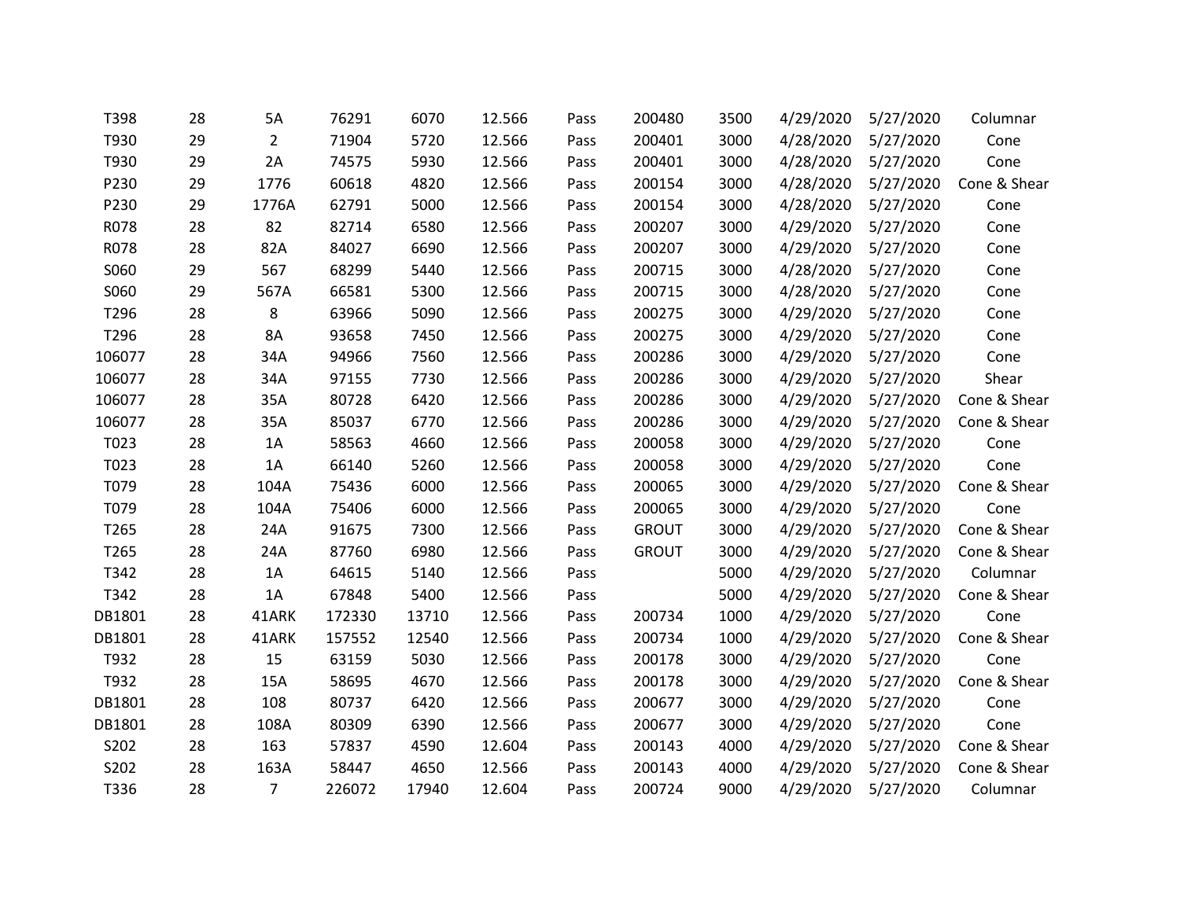| T398 | 28 | 5A | 76291 | 6070 | 12.566 | Pass | 200480 | 3500 | 4/29/2020 | 5/27/2020 | Columnar |
|---|---|---|---|---|---|---|---|---|---|---|---|
| T930 | 29 | 2 | 71904 | 5720 | 12.566 | Pass | 200401 | 3000 | 4/28/2020 | 5/27/2020 | Cone |
| T930 | 29 | 2A | 74575 | 5930 | 12.566 | Pass | 200401 | 3000 | 4/28/2020 | 5/27/2020 | Cone |
| P230 | 29 | 1776 | 60618 | 4820 | 12.566 | Pass | 200154 | 3000 | 4/28/2020 | 5/27/2020 | Cone & Shear |
| P230 | 29 | 1776A | 62791 | 5000 | 12.566 | Pass | 200154 | 3000 | 4/28/2020 | 5/27/2020 | Cone |
| R078 | 28 | 82 | 82714 | 6580 | 12.566 | Pass | 200207 | 3000 | 4/29/2020 | 5/27/2020 | Cone |
| R078 | 28 | 82A | 84027 | 6690 | 12.566 | Pass | 200207 | 3000 | 4/29/2020 | 5/27/2020 | Cone |
| S060 | 29 | 567 | 68299 | 5440 | 12.566 | Pass | 200715 | 3000 | 4/28/2020 | 5/27/2020 | Cone |
| S060 | 29 | 567A | 66581 | 5300 | 12.566 | Pass | 200715 | 3000 | 4/28/2020 | 5/27/2020 | Cone |
| T296 | 28 | 8 | 63966 | 5090 | 12.566 | Pass | 200275 | 3000 | 4/29/2020 | 5/27/2020 | Cone |
| T296 | 28 | 8A | 93658 | 7450 | 12.566 | Pass | 200275 | 3000 | 4/29/2020 | 5/27/2020 | Cone |
| 106077 | 28 | 34A | 94966 | 7560 | 12.566 | Pass | 200286 | 3000 | 4/29/2020 | 5/27/2020 | Cone |
| 106077 | 28 | 34A | 97155 | 7730 | 12.566 | Pass | 200286 | 3000 | 4/29/2020 | 5/27/2020 | Shear |
| 106077 | 28 | 35A | 80728 | 6420 | 12.566 | Pass | 200286 | 3000 | 4/29/2020 | 5/27/2020 | Cone & Shear |
| 106077 | 28 | 35A | 85037 | 6770 | 12.566 | Pass | 200286 | 3000 | 4/29/2020 | 5/27/2020 | Cone & Shear |
| T023 | 28 | 1A | 58563 | 4660 | 12.566 | Pass | 200058 | 3000 | 4/29/2020 | 5/27/2020 | Cone |
| T023 | 28 | 1A | 66140 | 5260 | 12.566 | Pass | 200058 | 3000 | 4/29/2020 | 5/27/2020 | Cone |
| T079 | 28 | 104A | 75436 | 6000 | 12.566 | Pass | 200065 | 3000 | 4/29/2020 | 5/27/2020 | Cone & Shear |
| T079 | 28 | 104A | 75406 | 6000 | 12.566 | Pass | 200065 | 3000 | 4/29/2020 | 5/27/2020 | Cone |
| T265 | 28 | 24A | 91675 | 7300 | 12.566 | Pass | GROUT | 3000 | 4/29/2020 | 5/27/2020 | Cone & Shear |
| T265 | 28 | 24A | 87760 | 6980 | 12.566 | Pass | GROUT | 3000 | 4/29/2020 | 5/27/2020 | Cone & Shear |
| T342 | 28 | 1A | 64615 | 5140 | 12.566 | Pass | | 5000 | 4/29/2020 | 5/27/2020 | Columnar |
| T342 | 28 | 1A | 67848 | 5400 | 12.566 | Pass | | 5000 | 4/29/2020 | 5/27/2020 | Cone & Shear |
| DB1801 | 28 | 41ARK | 172330 | 13710 | 12.566 | Pass | 200734 | 1000 | 4/29/2020 | 5/27/2020 | Cone |
| DB1801 | 28 | 41ARK | 157552 | 12540 | 12.566 | Pass | 200734 | 1000 | 4/29/2020 | 5/27/2020 | Cone & Shear |
| T932 | 28 | 15 | 63159 | 5030 | 12.566 | Pass | 200178 | 3000 | 4/29/2020 | 5/27/2020 | Cone |
| T932 | 28 | 15A | 58695 | 4670 | 12.566 | Pass | 200178 | 3000 | 4/29/2020 | 5/27/2020 | Cone & Shear |
| DB1801 | 28 | 108 | 80737 | 6420 | 12.566 | Pass | 200677 | 3000 | 4/29/2020 | 5/27/2020 | Cone |
| DB1801 | 28 | 108A | 80309 | 6390 | 12.566 | Pass | 200677 | 3000 | 4/29/2020 | 5/27/2020 | Cone |
| S202 | 28 | 163 | 57837 | 4590 | 12.604 | Pass | 200143 | 4000 | 4/29/2020 | 5/27/2020 | Cone & Shear |
| S202 | 28 | 163A | 58447 | 4650 | 12.566 | Pass | 200143 | 4000 | 4/29/2020 | 5/27/2020 | Cone & Shear |
| T336 | 28 | 7 | 226072 | 17940 | 12.604 | Pass | 200724 | 9000 | 4/29/2020 | 5/27/2020 | Columnar |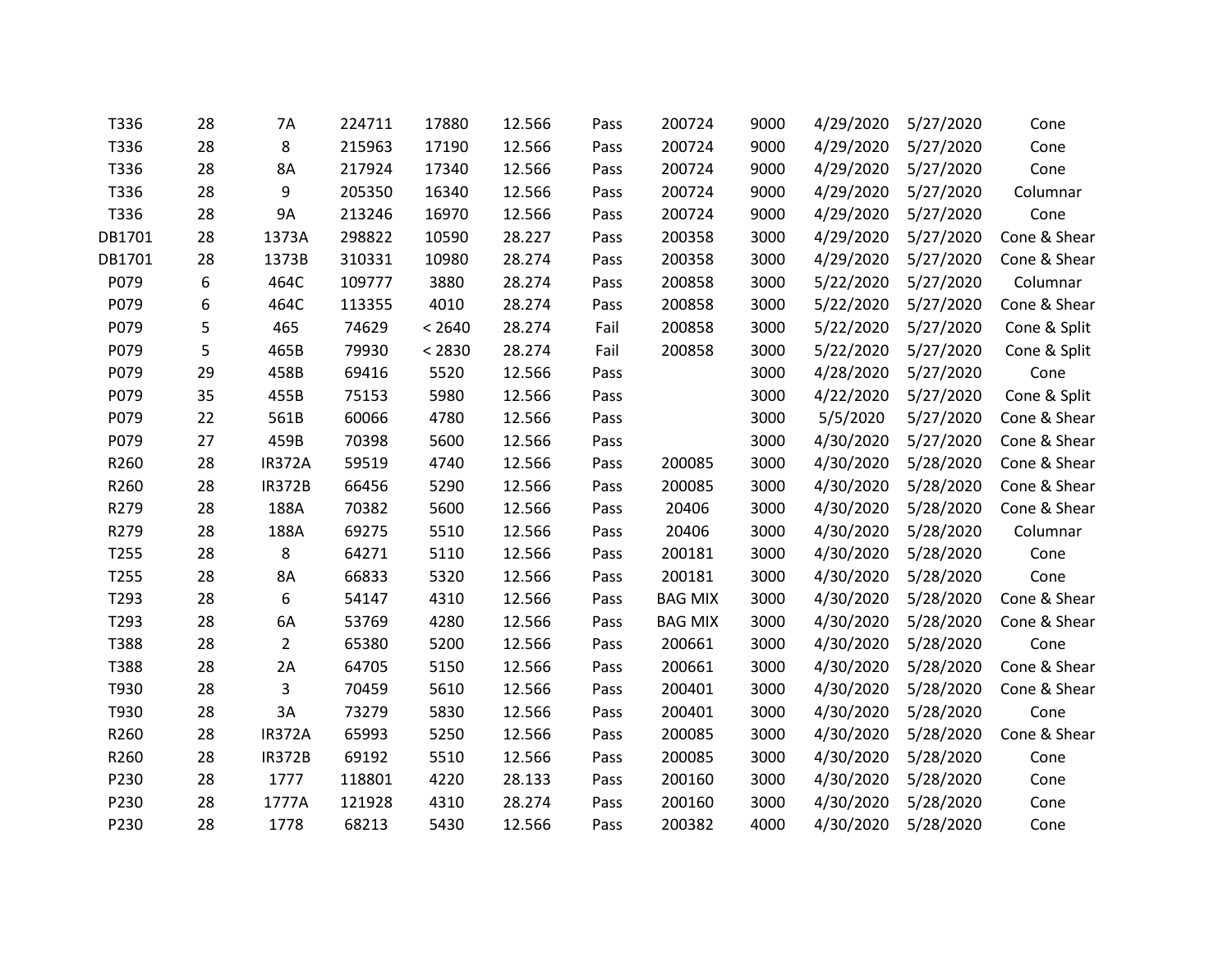| | | | | | | | | | | | |
|---|---|---|---|---|---|---|---|---|---|---|---|
| T336 | 28 | 7A | 224711 | 17880 | 12.566 | Pass | 200724 | 9000 | 4/29/2020 | 5/27/2020 | Cone |
| T336 | 28 | 8 | 215963 | 17190 | 12.566 | Pass | 200724 | 9000 | 4/29/2020 | 5/27/2020 | Cone |
| T336 | 28 | 8A | 217924 | 17340 | 12.566 | Pass | 200724 | 9000 | 4/29/2020 | 5/27/2020 | Cone |
| T336 | 28 | 9 | 205350 | 16340 | 12.566 | Pass | 200724 | 9000 | 4/29/2020 | 5/27/2020 | Columnar |
| T336 | 28 | 9A | 213246 | 16970 | 12.566 | Pass | 200724 | 9000 | 4/29/2020 | 5/27/2020 | Cone |
| DB1701 | 28 | 1373A | 298822 | 10590 | 28.227 | Pass | 200358 | 3000 | 4/29/2020 | 5/27/2020 | Cone & Shear |
| DB1701 | 28 | 1373B | 310331 | 10980 | 28.274 | Pass | 200358 | 3000 | 4/29/2020 | 5/27/2020 | Cone & Shear |
| P079 | 6 | 464C | 109777 | 3880 | 28.274 | Pass | 200858 | 3000 | 5/22/2020 | 5/27/2020 | Columnar |
| P079 | 6 | 464C | 113355 | 4010 | 28.274 | Pass | 200858 | 3000 | 5/22/2020 | 5/27/2020 | Cone & Shear |
| P079 | 5 | 465 | 74629 | < 2640 | 28.274 | Fail | 200858 | 3000 | 5/22/2020 | 5/27/2020 | Cone & Split |
| P079 | 5 | 465B | 79930 | < 2830 | 28.274 | Fail | 200858 | 3000 | 5/22/2020 | 5/27/2020 | Cone & Split |
| P079 | 29 | 458B | 69416 | 5520 | 12.566 | Pass | | 3000 | 4/28/2020 | 5/27/2020 | Cone |
| P079 | 35 | 455B | 75153 | 5980 | 12.566 | Pass | | 3000 | 4/22/2020 | 5/27/2020 | Cone & Split |
| P079 | 22 | 561B | 60066 | 4780 | 12.566 | Pass | | 3000 | 5/5/2020 | 5/27/2020 | Cone & Shear |
| P079 | 27 | 459B | 70398 | 5600 | 12.566 | Pass | | 3000 | 4/30/2020 | 5/27/2020 | Cone & Shear |
| R260 | 28 | IR372A | 59519 | 4740 | 12.566 | Pass | 200085 | 3000 | 4/30/2020 | 5/28/2020 | Cone & Shear |
| R260 | 28 | IR372B | 66456 | 5290 | 12.566 | Pass | 200085 | 3000 | 4/30/2020 | 5/28/2020 | Cone & Shear |
| R279 | 28 | 188A | 70382 | 5600 | 12.566 | Pass | 20406 | 3000 | 4/30/2020 | 5/28/2020 | Cone & Shear |
| R279 | 28 | 188A | 69275 | 5510 | 12.566 | Pass | 20406 | 3000 | 4/30/2020 | 5/28/2020 | Columnar |
| T255 | 28 | 8 | 64271 | 5110 | 12.566 | Pass | 200181 | 3000 | 4/30/2020 | 5/28/2020 | Cone |
| T255 | 28 | 8A | 66833 | 5320 | 12.566 | Pass | 200181 | 3000 | 4/30/2020 | 5/28/2020 | Cone |
| T293 | 28 | 6 | 54147 | 4310 | 12.566 | Pass | BAG MIX | 3000 | 4/30/2020 | 5/28/2020 | Cone & Shear |
| T293 | 28 | 6A | 53769 | 4280 | 12.566 | Pass | BAG MIX | 3000 | 4/30/2020 | 5/28/2020 | Cone & Shear |
| T388 | 28 | 2 | 65380 | 5200 | 12.566 | Pass | 200661 | 3000 | 4/30/2020 | 5/28/2020 | Cone |
| T388 | 28 | 2A | 64705 | 5150 | 12.566 | Pass | 200661 | 3000 | 4/30/2020 | 5/28/2020 | Cone & Shear |
| T930 | 28 | 3 | 70459 | 5610 | 12.566 | Pass | 200401 | 3000 | 4/30/2020 | 5/28/2020 | Cone & Shear |
| T930 | 28 | 3A | 73279 | 5830 | 12.566 | Pass | 200401 | 3000 | 4/30/2020 | 5/28/2020 | Cone |
| R260 | 28 | IR372A | 65993 | 5250 | 12.566 | Pass | 200085 | 3000 | 4/30/2020 | 5/28/2020 | Cone & Shear |
| R260 | 28 | IR372B | 69192 | 5510 | 12.566 | Pass | 200085 | 3000 | 4/30/2020 | 5/28/2020 | Cone |
| P230 | 28 | 1777 | 118801 | 4220 | 28.133 | Pass | 200160 | 3000 | 4/30/2020 | 5/28/2020 | Cone |
| P230 | 28 | 1777A | 121928 | 4310 | 28.274 | Pass | 200160 | 3000 | 4/30/2020 | 5/28/2020 | Cone |
| P230 | 28 | 1778 | 68213 | 5430 | 12.566 | Pass | 200382 | 4000 | 4/30/2020 | 5/28/2020 | Cone |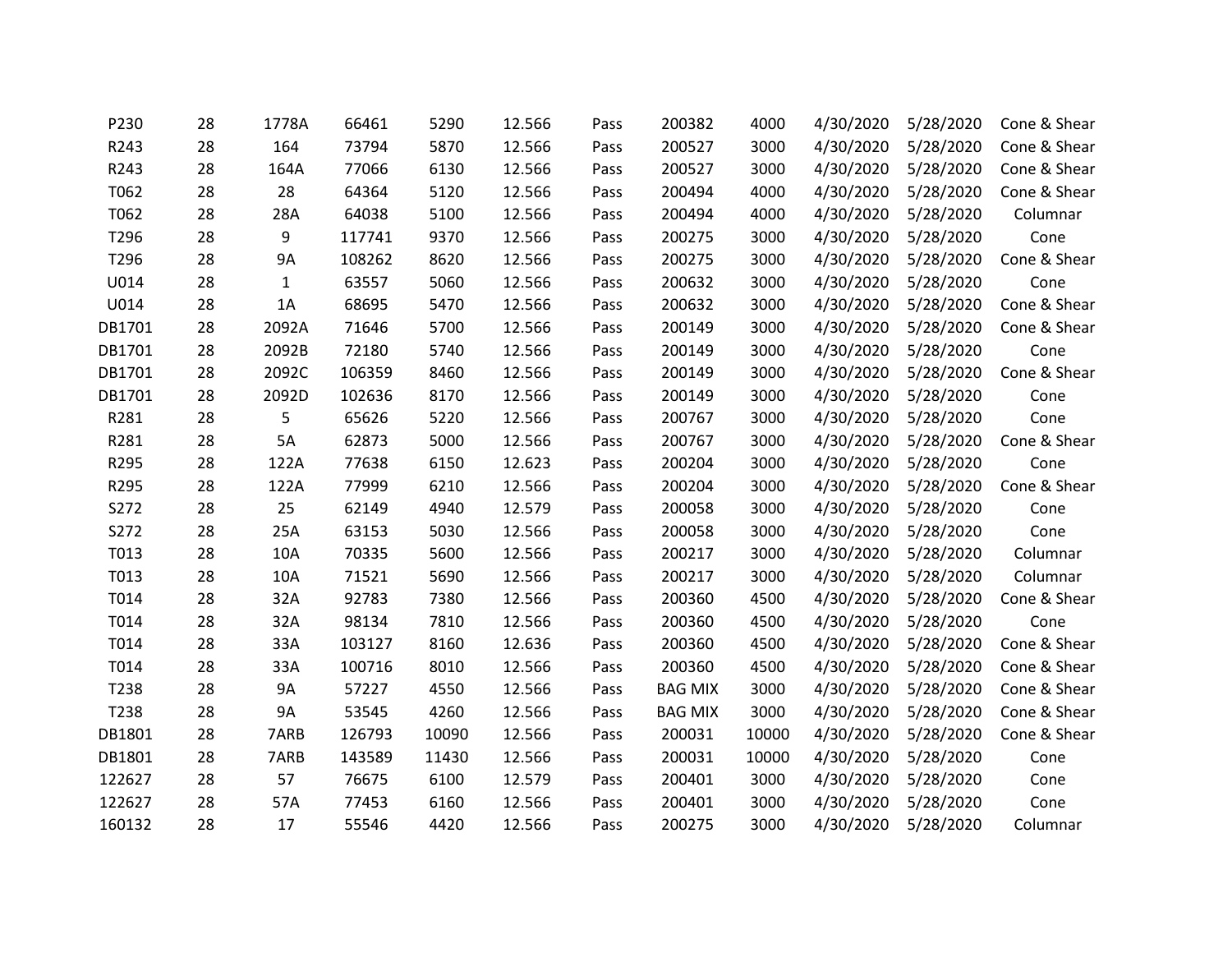| | | | | | | | | | | | |
|---|---|---|---|---|---|---|---|---|---|---|---|
| P230 | 28 | 1778A | 66461 | 5290 | 12.566 | Pass | 200382 | 4000 | 4/30/2020 | 5/28/2020 | Cone & Shear |
| R243 | 28 | 164 | 73794 | 5870 | 12.566 | Pass | 200527 | 3000 | 4/30/2020 | 5/28/2020 | Cone & Shear |
| R243 | 28 | 164A | 77066 | 6130 | 12.566 | Pass | 200527 | 3000 | 4/30/2020 | 5/28/2020 | Cone & Shear |
| T062 | 28 | 28 | 64364 | 5120 | 12.566 | Pass | 200494 | 4000 | 4/30/2020 | 5/28/2020 | Cone & Shear |
| T062 | 28 | 28A | 64038 | 5100 | 12.566 | Pass | 200494 | 4000 | 4/30/2020 | 5/28/2020 | Columnar |
| T296 | 28 | 9 | 117741 | 9370 | 12.566 | Pass | 200275 | 3000 | 4/30/2020 | 5/28/2020 | Cone |
| T296 | 28 | 9A | 108262 | 8620 | 12.566 | Pass | 200275 | 3000 | 4/30/2020 | 5/28/2020 | Cone & Shear |
| U014 | 28 | 1 | 63557 | 5060 | 12.566 | Pass | 200632 | 3000 | 4/30/2020 | 5/28/2020 | Cone |
| U014 | 28 | 1A | 68695 | 5470 | 12.566 | Pass | 200632 | 3000 | 4/30/2020 | 5/28/2020 | Cone & Shear |
| DB1701 | 28 | 2092A | 71646 | 5700 | 12.566 | Pass | 200149 | 3000 | 4/30/2020 | 5/28/2020 | Cone & Shear |
| DB1701 | 28 | 2092B | 72180 | 5740 | 12.566 | Pass | 200149 | 3000 | 4/30/2020 | 5/28/2020 | Cone |
| DB1701 | 28 | 2092C | 106359 | 8460 | 12.566 | Pass | 200149 | 3000 | 4/30/2020 | 5/28/2020 | Cone & Shear |
| DB1701 | 28 | 2092D | 102636 | 8170 | 12.566 | Pass | 200149 | 3000 | 4/30/2020 | 5/28/2020 | Cone |
| R281 | 28 | 5 | 65626 | 5220 | 12.566 | Pass | 200767 | 3000 | 4/30/2020 | 5/28/2020 | Cone |
| R281 | 28 | 5A | 62873 | 5000 | 12.566 | Pass | 200767 | 3000 | 4/30/2020 | 5/28/2020 | Cone & Shear |
| R295 | 28 | 122A | 77638 | 6150 | 12.623 | Pass | 200204 | 3000 | 4/30/2020 | 5/28/2020 | Cone |
| R295 | 28 | 122A | 77999 | 6210 | 12.566 | Pass | 200204 | 3000 | 4/30/2020 | 5/28/2020 | Cone & Shear |
| S272 | 28 | 25 | 62149 | 4940 | 12.579 | Pass | 200058 | 3000 | 4/30/2020 | 5/28/2020 | Cone |
| S272 | 28 | 25A | 63153 | 5030 | 12.566 | Pass | 200058 | 3000 | 4/30/2020 | 5/28/2020 | Cone |
| T013 | 28 | 10A | 70335 | 5600 | 12.566 | Pass | 200217 | 3000 | 4/30/2020 | 5/28/2020 | Columnar |
| T013 | 28 | 10A | 71521 | 5690 | 12.566 | Pass | 200217 | 3000 | 4/30/2020 | 5/28/2020 | Columnar |
| T014 | 28 | 32A | 92783 | 7380 | 12.566 | Pass | 200360 | 4500 | 4/30/2020 | 5/28/2020 | Cone & Shear |
| T014 | 28 | 32A | 98134 | 7810 | 12.566 | Pass | 200360 | 4500 | 4/30/2020 | 5/28/2020 | Cone |
| T014 | 28 | 33A | 103127 | 8160 | 12.636 | Pass | 200360 | 4500 | 4/30/2020 | 5/28/2020 | Cone & Shear |
| T014 | 28 | 33A | 100716 | 8010 | 12.566 | Pass | 200360 | 4500 | 4/30/2020 | 5/28/2020 | Cone & Shear |
| T238 | 28 | 9A | 57227 | 4550 | 12.566 | Pass | BAG MIX | 3000 | 4/30/2020 | 5/28/2020 | Cone & Shear |
| T238 | 28 | 9A | 53545 | 4260 | 12.566 | Pass | BAG MIX | 3000 | 4/30/2020 | 5/28/2020 | Cone & Shear |
| DB1801 | 28 | 7ARB | 126793 | 10090 | 12.566 | Pass | 200031 | 10000 | 4/30/2020 | 5/28/2020 | Cone & Shear |
| DB1801 | 28 | 7ARB | 143589 | 11430 | 12.566 | Pass | 200031 | 10000 | 4/30/2020 | 5/28/2020 | Cone |
| 122627 | 28 | 57 | 76675 | 6100 | 12.579 | Pass | 200401 | 3000 | 4/30/2020 | 5/28/2020 | Cone |
| 122627 | 28 | 57A | 77453 | 6160 | 12.566 | Pass | 200401 | 3000 | 4/30/2020 | 5/28/2020 | Cone |
| 160132 | 28 | 17 | 55546 | 4420 | 12.566 | Pass | 200275 | 3000 | 4/30/2020 | 5/28/2020 | Columnar |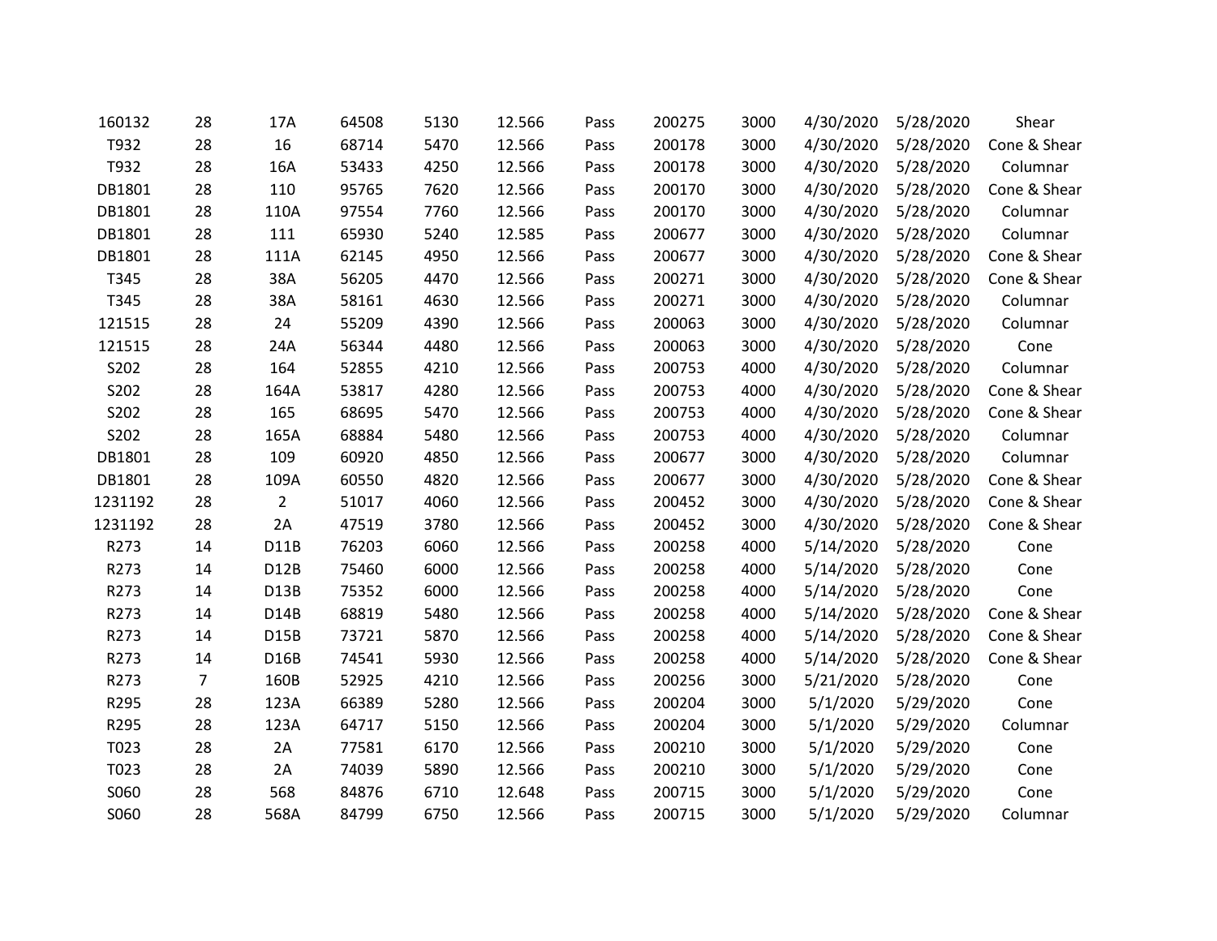| | | | | | | | | | | | |
|---|---|---|---|---|---|---|---|---|---|---|---|
| 160132 | 28 | 17A | 64508 | 5130 | 12.566 | Pass | 200275 | 3000 | 4/30/2020 | 5/28/2020 | Shear |
| T932 | 28 | 16 | 68714 | 5470 | 12.566 | Pass | 200178 | 3000 | 4/30/2020 | 5/28/2020 | Cone & Shear |
| T932 | 28 | 16A | 53433 | 4250 | 12.566 | Pass | 200178 | 3000 | 4/30/2020 | 5/28/2020 | Columnar |
| DB1801 | 28 | 110 | 95765 | 7620 | 12.566 | Pass | 200170 | 3000 | 4/30/2020 | 5/28/2020 | Cone & Shear |
| DB1801 | 28 | 110A | 97554 | 7760 | 12.566 | Pass | 200170 | 3000 | 4/30/2020 | 5/28/2020 | Columnar |
| DB1801 | 28 | 111 | 65930 | 5240 | 12.585 | Pass | 200677 | 3000 | 4/30/2020 | 5/28/2020 | Columnar |
| DB1801 | 28 | 111A | 62145 | 4950 | 12.566 | Pass | 200677 | 3000 | 4/30/2020 | 5/28/2020 | Cone & Shear |
| T345 | 28 | 38A | 56205 | 4470 | 12.566 | Pass | 200271 | 3000 | 4/30/2020 | 5/28/2020 | Cone & Shear |
| T345 | 28 | 38A | 58161 | 4630 | 12.566 | Pass | 200271 | 3000 | 4/30/2020 | 5/28/2020 | Columnar |
| 121515 | 28 | 24 | 55209 | 4390 | 12.566 | Pass | 200063 | 3000 | 4/30/2020 | 5/28/2020 | Columnar |
| 121515 | 28 | 24A | 56344 | 4480 | 12.566 | Pass | 200063 | 3000 | 4/30/2020 | 5/28/2020 | Cone |
| S202 | 28 | 164 | 52855 | 4210 | 12.566 | Pass | 200753 | 4000 | 4/30/2020 | 5/28/2020 | Columnar |
| S202 | 28 | 164A | 53817 | 4280 | 12.566 | Pass | 200753 | 4000 | 4/30/2020 | 5/28/2020 | Cone & Shear |
| S202 | 28 | 165 | 68695 | 5470 | 12.566 | Pass | 200753 | 4000 | 4/30/2020 | 5/28/2020 | Cone & Shear |
| S202 | 28 | 165A | 68884 | 5480 | 12.566 | Pass | 200753 | 4000 | 4/30/2020 | 5/28/2020 | Columnar |
| DB1801 | 28 | 109 | 60920 | 4850 | 12.566 | Pass | 200677 | 3000 | 4/30/2020 | 5/28/2020 | Columnar |
| DB1801 | 28 | 109A | 60550 | 4820 | 12.566 | Pass | 200677 | 3000 | 4/30/2020 | 5/28/2020 | Cone & Shear |
| 1231192 | 28 | 2 | 51017 | 4060 | 12.566 | Pass | 200452 | 3000 | 4/30/2020 | 5/28/2020 | Cone & Shear |
| 1231192 | 28 | 2A | 47519 | 3780 | 12.566 | Pass | 200452 | 3000 | 4/30/2020 | 5/28/2020 | Cone & Shear |
| R273 | 14 | D11B | 76203 | 6060 | 12.566 | Pass | 200258 | 4000 | 5/14/2020 | 5/28/2020 | Cone |
| R273 | 14 | D12B | 75460 | 6000 | 12.566 | Pass | 200258 | 4000 | 5/14/2020 | 5/28/2020 | Cone |
| R273 | 14 | D13B | 75352 | 6000 | 12.566 | Pass | 200258 | 4000 | 5/14/2020 | 5/28/2020 | Cone |
| R273 | 14 | D14B | 68819 | 5480 | 12.566 | Pass | 200258 | 4000 | 5/14/2020 | 5/28/2020 | Cone & Shear |
| R273 | 14 | D15B | 73721 | 5870 | 12.566 | Pass | 200258 | 4000 | 5/14/2020 | 5/28/2020 | Cone & Shear |
| R273 | 14 | D16B | 74541 | 5930 | 12.566 | Pass | 200258 | 4000 | 5/14/2020 | 5/28/2020 | Cone & Shear |
| R273 | 7 | 160B | 52925 | 4210 | 12.566 | Pass | 200256 | 3000 | 5/21/2020 | 5/28/2020 | Cone |
| R295 | 28 | 123A | 66389 | 5280 | 12.566 | Pass | 200204 | 3000 | 5/1/2020 | 5/29/2020 | Cone |
| R295 | 28 | 123A | 64717 | 5150 | 12.566 | Pass | 200204 | 3000 | 5/1/2020 | 5/29/2020 | Columnar |
| T023 | 28 | 2A | 77581 | 6170 | 12.566 | Pass | 200210 | 3000 | 5/1/2020 | 5/29/2020 | Cone |
| T023 | 28 | 2A | 74039 | 5890 | 12.566 | Pass | 200210 | 3000 | 5/1/2020 | 5/29/2020 | Cone |
| S060 | 28 | 568 | 84876 | 6710 | 12.648 | Pass | 200715 | 3000 | 5/1/2020 | 5/29/2020 | Cone |
| S060 | 28 | 568A | 84799 | 6750 | 12.566 | Pass | 200715 | 3000 | 5/1/2020 | 5/29/2020 | Columnar |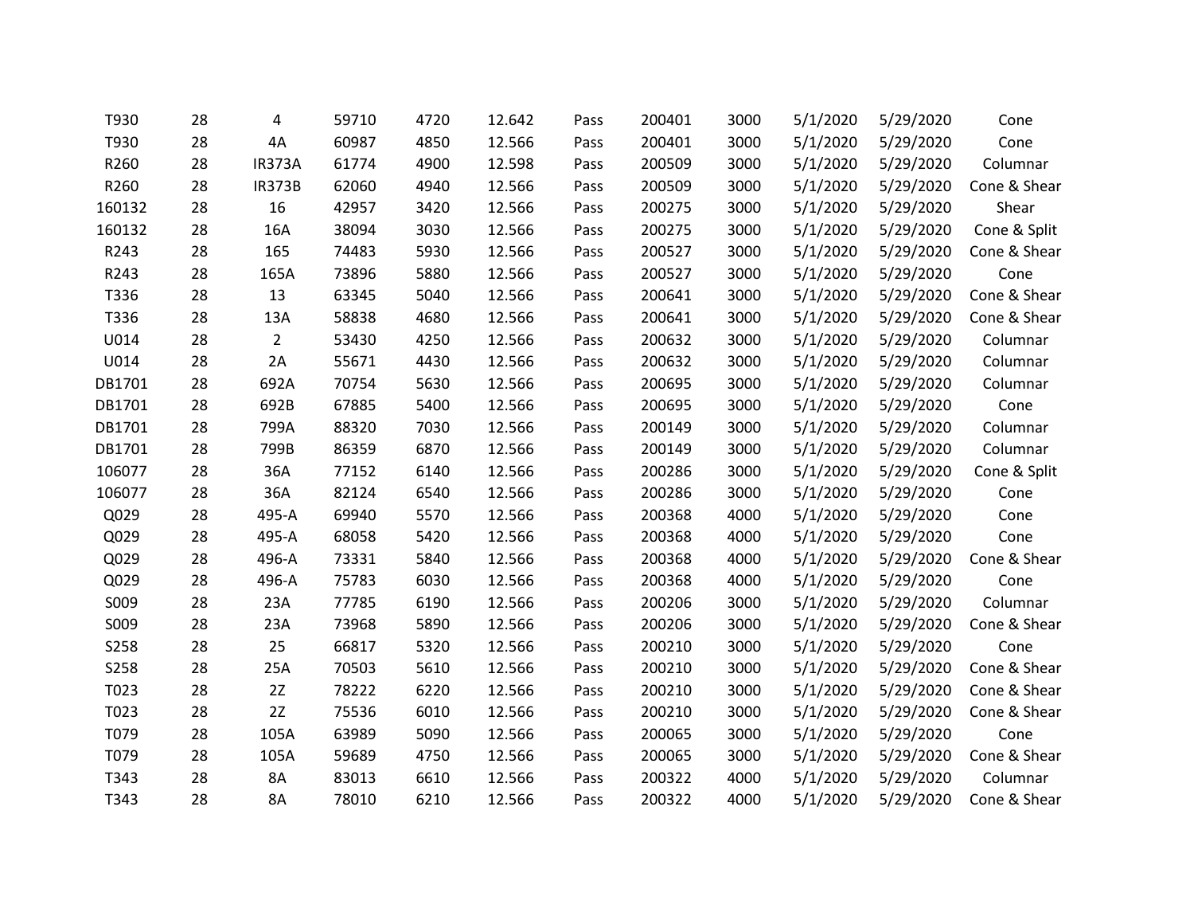| | | | | | | | | | | | |
|---|---|---|---|---|---|---|---|---|---|---|---|
| T930 | 28 | 4 | 59710 | 4720 | 12.642 | Pass | 200401 | 3000 | 5/1/2020 | 5/29/2020 | Cone |
| T930 | 28 | 4A | 60987 | 4850 | 12.566 | Pass | 200401 | 3000 | 5/1/2020 | 5/29/2020 | Cone |
| R260 | 28 | IR373A | 61774 | 4900 | 12.598 | Pass | 200509 | 3000 | 5/1/2020 | 5/29/2020 | Columnar |
| R260 | 28 | IR373B | 62060 | 4940 | 12.566 | Pass | 200509 | 3000 | 5/1/2020 | 5/29/2020 | Cone & Shear |
| 160132 | 28 | 16 | 42957 | 3420 | 12.566 | Pass | 200275 | 3000 | 5/1/2020 | 5/29/2020 | Shear |
| 160132 | 28 | 16A | 38094 | 3030 | 12.566 | Pass | 200275 | 3000 | 5/1/2020 | 5/29/2020 | Cone & Split |
| R243 | 28 | 165 | 74483 | 5930 | 12.566 | Pass | 200527 | 3000 | 5/1/2020 | 5/29/2020 | Cone & Shear |
| R243 | 28 | 165A | 73896 | 5880 | 12.566 | Pass | 200527 | 3000 | 5/1/2020 | 5/29/2020 | Cone |
| T336 | 28 | 13 | 63345 | 5040 | 12.566 | Pass | 200641 | 3000 | 5/1/2020 | 5/29/2020 | Cone & Shear |
| T336 | 28 | 13A | 58838 | 4680 | 12.566 | Pass | 200641 | 3000 | 5/1/2020 | 5/29/2020 | Cone & Shear |
| U014 | 28 | 2 | 53430 | 4250 | 12.566 | Pass | 200632 | 3000 | 5/1/2020 | 5/29/2020 | Columnar |
| U014 | 28 | 2A | 55671 | 4430 | 12.566 | Pass | 200632 | 3000 | 5/1/2020 | 5/29/2020 | Columnar |
| DB1701 | 28 | 692A | 70754 | 5630 | 12.566 | Pass | 200695 | 3000 | 5/1/2020 | 5/29/2020 | Columnar |
| DB1701 | 28 | 692B | 67885 | 5400 | 12.566 | Pass | 200695 | 3000 | 5/1/2020 | 5/29/2020 | Cone |
| DB1701 | 28 | 799A | 88320 | 7030 | 12.566 | Pass | 200149 | 3000 | 5/1/2020 | 5/29/2020 | Columnar |
| DB1701 | 28 | 799B | 86359 | 6870 | 12.566 | Pass | 200149 | 3000 | 5/1/2020 | 5/29/2020 | Columnar |
| 106077 | 28 | 36A | 77152 | 6140 | 12.566 | Pass | 200286 | 3000 | 5/1/2020 | 5/29/2020 | Cone & Split |
| 106077 | 28 | 36A | 82124 | 6540 | 12.566 | Pass | 200286 | 3000 | 5/1/2020 | 5/29/2020 | Cone |
| Q029 | 28 | 495-A | 69940 | 5570 | 12.566 | Pass | 200368 | 4000 | 5/1/2020 | 5/29/2020 | Cone |
| Q029 | 28 | 495-A | 68058 | 5420 | 12.566 | Pass | 200368 | 4000 | 5/1/2020 | 5/29/2020 | Cone |
| Q029 | 28 | 496-A | 73331 | 5840 | 12.566 | Pass | 200368 | 4000 | 5/1/2020 | 5/29/2020 | Cone & Shear |
| Q029 | 28 | 496-A | 75783 | 6030 | 12.566 | Pass | 200368 | 4000 | 5/1/2020 | 5/29/2020 | Cone |
| S009 | 28 | 23A | 77785 | 6190 | 12.566 | Pass | 200206 | 3000 | 5/1/2020 | 5/29/2020 | Columnar |
| S009 | 28 | 23A | 73968 | 5890 | 12.566 | Pass | 200206 | 3000 | 5/1/2020 | 5/29/2020 | Cone & Shear |
| S258 | 28 | 25 | 66817 | 5320 | 12.566 | Pass | 200210 | 3000 | 5/1/2020 | 5/29/2020 | Cone |
| S258 | 28 | 25A | 70503 | 5610 | 12.566 | Pass | 200210 | 3000 | 5/1/2020 | 5/29/2020 | Cone & Shear |
| T023 | 28 | 2Z | 78222 | 6220 | 12.566 | Pass | 200210 | 3000 | 5/1/2020 | 5/29/2020 | Cone & Shear |
| T023 | 28 | 2Z | 75536 | 6010 | 12.566 | Pass | 200210 | 3000 | 5/1/2020 | 5/29/2020 | Cone & Shear |
| T079 | 28 | 105A | 63989 | 5090 | 12.566 | Pass | 200065 | 3000 | 5/1/2020 | 5/29/2020 | Cone |
| T079 | 28 | 105A | 59689 | 4750 | 12.566 | Pass | 200065 | 3000 | 5/1/2020 | 5/29/2020 | Cone & Shear |
| T343 | 28 | 8A | 83013 | 6610 | 12.566 | Pass | 200322 | 4000 | 5/1/2020 | 5/29/2020 | Columnar |
| T343 | 28 | 8A | 78010 | 6210 | 12.566 | Pass | 200322 | 4000 | 5/1/2020 | 5/29/2020 | Cone & Shear |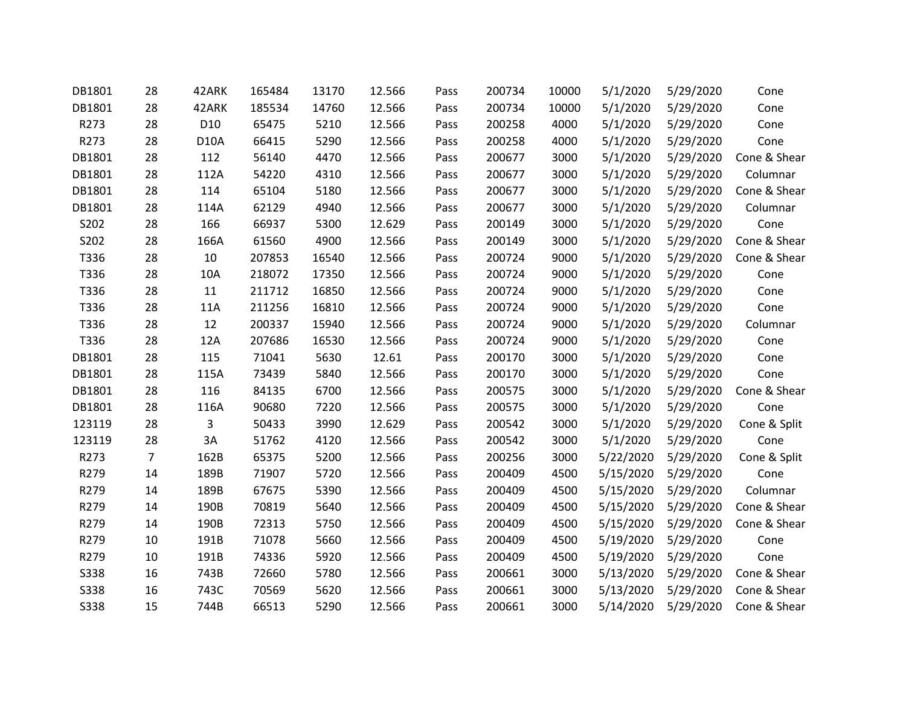| | | | | | | | | | | | |
|---|---|---|---|---|---|---|---|---|---|---|---|
| DB1801 | 28 | 42ARK | 165484 | 13170 | 12.566 | Pass | 200734 | 10000 | 5/1/2020 | 5/29/2020 | Cone |
| DB1801 | 28 | 42ARK | 185534 | 14760 | 12.566 | Pass | 200734 | 10000 | 5/1/2020 | 5/29/2020 | Cone |
| R273 | 28 | D10 | 65475 | 5210 | 12.566 | Pass | 200258 | 4000 | 5/1/2020 | 5/29/2020 | Cone |
| R273 | 28 | D10A | 66415 | 5290 | 12.566 | Pass | 200258 | 4000 | 5/1/2020 | 5/29/2020 | Cone |
| DB1801 | 28 | 112 | 56140 | 4470 | 12.566 | Pass | 200677 | 3000 | 5/1/2020 | 5/29/2020 | Cone & Shear |
| DB1801 | 28 | 112A | 54220 | 4310 | 12.566 | Pass | 200677 | 3000 | 5/1/2020 | 5/29/2020 | Columnar |
| DB1801 | 28 | 114 | 65104 | 5180 | 12.566 | Pass | 200677 | 3000 | 5/1/2020 | 5/29/2020 | Cone & Shear |
| DB1801 | 28 | 114A | 62129 | 4940 | 12.566 | Pass | 200677 | 3000 | 5/1/2020 | 5/29/2020 | Columnar |
| S202 | 28 | 166 | 66937 | 5300 | 12.629 | Pass | 200149 | 3000 | 5/1/2020 | 5/29/2020 | Cone |
| S202 | 28 | 166A | 61560 | 4900 | 12.566 | Pass | 200149 | 3000 | 5/1/2020 | 5/29/2020 | Cone & Shear |
| T336 | 28 | 10 | 207853 | 16540 | 12.566 | Pass | 200724 | 9000 | 5/1/2020 | 5/29/2020 | Cone & Shear |
| T336 | 28 | 10A | 218072 | 17350 | 12.566 | Pass | 200724 | 9000 | 5/1/2020 | 5/29/2020 | Cone |
| T336 | 28 | 11 | 211712 | 16850 | 12.566 | Pass | 200724 | 9000 | 5/1/2020 | 5/29/2020 | Cone |
| T336 | 28 | 11A | 211256 | 16810 | 12.566 | Pass | 200724 | 9000 | 5/1/2020 | 5/29/2020 | Cone |
| T336 | 28 | 12 | 200337 | 15940 | 12.566 | Pass | 200724 | 9000 | 5/1/2020 | 5/29/2020 | Columnar |
| T336 | 28 | 12A | 207686 | 16530 | 12.566 | Pass | 200724 | 9000 | 5/1/2020 | 5/29/2020 | Cone |
| DB1801 | 28 | 115 | 71041 | 5630 | 12.61 | Pass | 200170 | 3000 | 5/1/2020 | 5/29/2020 | Cone |
| DB1801 | 28 | 115A | 73439 | 5840 | 12.566 | Pass | 200170 | 3000 | 5/1/2020 | 5/29/2020 | Cone |
| DB1801 | 28 | 116 | 84135 | 6700 | 12.566 | Pass | 200575 | 3000 | 5/1/2020 | 5/29/2020 | Cone & Shear |
| DB1801 | 28 | 116A | 90680 | 7220 | 12.566 | Pass | 200575 | 3000 | 5/1/2020 | 5/29/2020 | Cone |
| 123119 | 28 | 3 | 50433 | 3990 | 12.629 | Pass | 200542 | 3000 | 5/1/2020 | 5/29/2020 | Cone & Split |
| 123119 | 28 | 3A | 51762 | 4120 | 12.566 | Pass | 200542 | 3000 | 5/1/2020 | 5/29/2020 | Cone |
| R273 | 7 | 162B | 65375 | 5200 | 12.566 | Pass | 200256 | 3000 | 5/22/2020 | 5/29/2020 | Cone & Split |
| R279 | 14 | 189B | 71907 | 5720 | 12.566 | Pass | 200409 | 4500 | 5/15/2020 | 5/29/2020 | Cone |
| R279 | 14 | 189B | 67675 | 5390 | 12.566 | Pass | 200409 | 4500 | 5/15/2020 | 5/29/2020 | Columnar |
| R279 | 14 | 190B | 70819 | 5640 | 12.566 | Pass | 200409 | 4500 | 5/15/2020 | 5/29/2020 | Cone & Shear |
| R279 | 14 | 190B | 72313 | 5750 | 12.566 | Pass | 200409 | 4500 | 5/15/2020 | 5/29/2020 | Cone & Shear |
| R279 | 10 | 191B | 71078 | 5660 | 12.566 | Pass | 200409 | 4500 | 5/19/2020 | 5/29/2020 | Cone |
| R279 | 10 | 191B | 74336 | 5920 | 12.566 | Pass | 200409 | 4500 | 5/19/2020 | 5/29/2020 | Cone |
| S338 | 16 | 743B | 72660 | 5780 | 12.566 | Pass | 200661 | 3000 | 5/13/2020 | 5/29/2020 | Cone & Shear |
| S338 | 16 | 743C | 70569 | 5620 | 12.566 | Pass | 200661 | 3000 | 5/13/2020 | 5/29/2020 | Cone & Shear |
| S338 | 15 | 744B | 66513 | 5290 | 12.566 | Pass | 200661 | 3000 | 5/14/2020 | 5/29/2020 | Cone & Shear |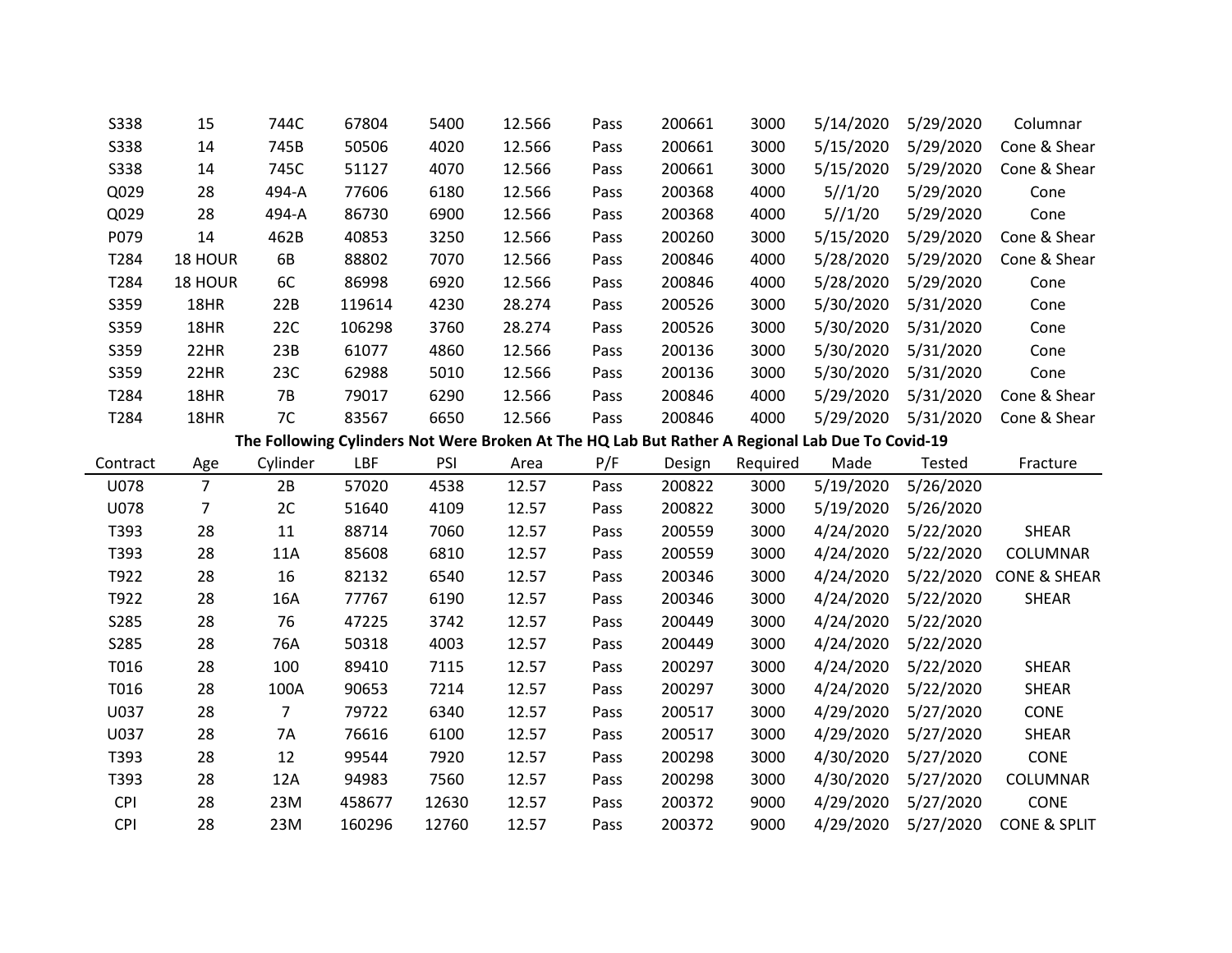| | | | | | | | | | | | |
|---|---|---|---|---|---|---|---|---|---|---|---|
| S338 | 15 | 744C | 67804 | 5400 | 12.566 | Pass | 200661 | 3000 | 5/14/2020 | 5/29/2020 | Columnar |
| S338 | 14 | 745B | 50506 | 4020 | 12.566 | Pass | 200661 | 3000 | 5/15/2020 | 5/29/2020 | Cone & Shear |
| S338 | 14 | 745C | 51127 | 4070 | 12.566 | Pass | 200661 | 3000 | 5/15/2020 | 5/29/2020 | Cone & Shear |
| Q029 | 28 | 494-A | 77606 | 6180 | 12.566 | Pass | 200368 | 4000 | 5//1/20 | 5/29/2020 | Cone |
| Q029 | 28 | 494-A | 86730 | 6900 | 12.566 | Pass | 200368 | 4000 | 5//1/20 | 5/29/2020 | Cone |
| P079 | 14 | 462B | 40853 | 3250 | 12.566 | Pass | 200260 | 3000 | 5/15/2020 | 5/29/2020 | Cone & Shear |
| T284 | 18 HOUR | 6B | 88802 | 7070 | 12.566 | Pass | 200846 | 4000 | 5/28/2020 | 5/29/2020 | Cone & Shear |
| T284 | 18 HOUR | 6C | 86998 | 6920 | 12.566 | Pass | 200846 | 4000 | 5/28/2020 | 5/29/2020 | Cone |
| S359 | 18HR | 22B | 119614 | 4230 | 28.274 | Pass | 200526 | 3000 | 5/30/2020 | 5/31/2020 | Cone |
| S359 | 18HR | 22C | 106298 | 3760 | 28.274 | Pass | 200526 | 3000 | 5/30/2020 | 5/31/2020 | Cone |
| S359 | 22HR | 23B | 61077 | 4860 | 12.566 | Pass | 200136 | 3000 | 5/30/2020 | 5/31/2020 | Cone |
| S359 | 22HR | 23C | 62988 | 5010 | 12.566 | Pass | 200136 | 3000 | 5/30/2020 | 5/31/2020 | Cone |
| T284 | 18HR | 7B | 79017 | 6290 | 12.566 | Pass | 200846 | 4000 | 5/29/2020 | 5/31/2020 | Cone & Shear |
| T284 | 18HR | 7C | 83567 | 6650 | 12.566 | Pass | 200846 | 4000 | 5/29/2020 | 5/31/2020 | Cone & Shear |

**The Following Cylinders Not Were Broken At The HQ Lab But Rather A Regional Lab Due To Covid-19**

| Contract | Age | Cylinder | LBF | PSI | Area | P/F | Design | Required | Made | Tested | Fracture |
|---|---|---|---|---|---|---|---|---|---|---|---|
| U078 | 7 | 2B | 57020 | 4538 | 12.57 | Pass | 200822 | 3000 | 5/19/2020 | 5/26/2020 | |
| U078 | 7 | 2C | 51640 | 4109 | 12.57 | Pass | 200822 | 3000 | 5/19/2020 | 5/26/2020 | |
| T393 | 28 | 11 | 88714 | 7060 | 12.57 | Pass | 200559 | 3000 | 4/24/2020 | 5/22/2020 | SHEAR |
| T393 | 28 | 11A | 85608 | 6810 | 12.57 | Pass | 200559 | 3000 | 4/24/2020 | 5/22/2020 | COLUMNAR |
| T922 | 28 | 16 | 82132 | 6540 | 12.57 | Pass | 200346 | 3000 | 4/24/2020 | 5/22/2020 | CONE & SHEAR |
| T922 | 28 | 16A | 77767 | 6190 | 12.57 | Pass | 200346 | 3000 | 4/24/2020 | 5/22/2020 | SHEAR |
| S285 | 28 | 76 | 47225 | 3742 | 12.57 | Pass | 200449 | 3000 | 4/24/2020 | 5/22/2020 | |
| S285 | 28 | 76A | 50318 | 4003 | 12.57 | Pass | 200449 | 3000 | 4/24/2020 | 5/22/2020 | |
| T016 | 28 | 100 | 89410 | 7115 | 12.57 | Pass | 200297 | 3000 | 4/24/2020 | 5/22/2020 | SHEAR |
| T016 | 28 | 100A | 90653 | 7214 | 12.57 | Pass | 200297 | 3000 | 4/24/2020 | 5/22/2020 | SHEAR |
| U037 | 28 | 7 | 79722 | 6340 | 12.57 | Pass | 200517 | 3000 | 4/29/2020 | 5/27/2020 | CONE |
| U037 | 28 | 7A | 76616 | 6100 | 12.57 | Pass | 200517 | 3000 | 4/29/2020 | 5/27/2020 | SHEAR |
| T393 | 28 | 12 | 99544 | 7920 | 12.57 | Pass | 200298 | 3000 | 4/30/2020 | 5/27/2020 | CONE |
| T393 | 28 | 12A | 94983 | 7560 | 12.57 | Pass | 200298 | 3000 | 4/30/2020 | 5/27/2020 | COLUMNAR |
| CPI | 28 | 23M | 458677 | 12630 | 12.57 | Pass | 200372 | 9000 | 4/29/2020 | 5/27/2020 | CONE |
| CPI | 28 | 23M | 160296 | 12760 | 12.57 | Pass | 200372 | 9000 | 4/29/2020 | 5/27/2020 | CONE & SPLIT |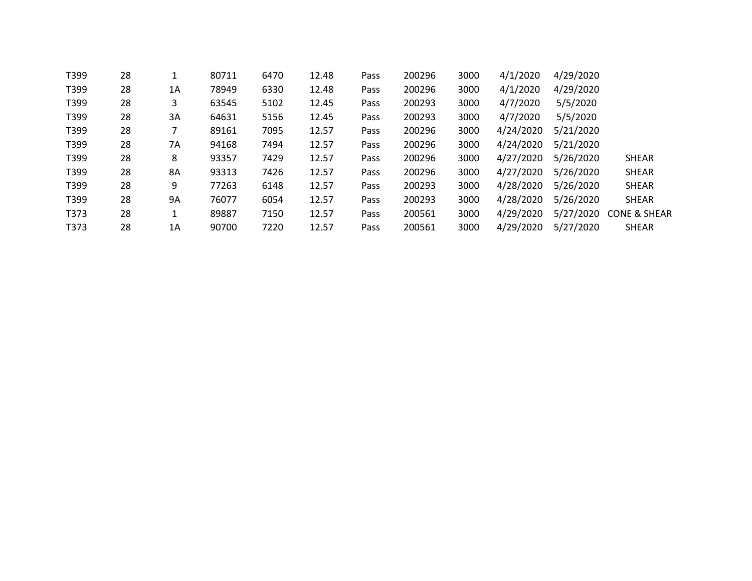| | | | | | | | | | | | |
|---|---|---|---|---|---|---|---|---|---|---|---|
| T399 | 28 | 1 | 80711 | 6470 | 12.48 | Pass | 200296 | 3000 | 4/1/2020 | 4/29/2020 | |
| T399 | 28 | 1A | 78949 | 6330 | 12.48 | Pass | 200296 | 3000 | 4/1/2020 | 4/29/2020 | |
| T399 | 28 | 3 | 63545 | 5102 | 12.45 | Pass | 200293 | 3000 | 4/7/2020 | 5/5/2020 | |
| T399 | 28 | 3A | 64631 | 5156 | 12.45 | Pass | 200293 | 3000 | 4/7/2020 | 5/5/2020 | |
| T399 | 28 | 7 | 89161 | 7095 | 12.57 | Pass | 200296 | 3000 | 4/24/2020 | 5/21/2020 | |
| T399 | 28 | 7A | 94168 | 7494 | 12.57 | Pass | 200296 | 3000 | 4/24/2020 | 5/21/2020 | |
| T399 | 28 | 8 | 93357 | 7429 | 12.57 | Pass | 200296 | 3000 | 4/27/2020 | 5/26/2020 | SHEAR |
| T399 | 28 | 8A | 93313 | 7426 | 12.57 | Pass | 200296 | 3000 | 4/27/2020 | 5/26/2020 | SHEAR |
| T399 | 28 | 9 | 77263 | 6148 | 12.57 | Pass | 200293 | 3000 | 4/28/2020 | 5/26/2020 | SHEAR |
| T399 | 28 | 9A | 76077 | 6054 | 12.57 | Pass | 200293 | 3000 | 4/28/2020 | 5/26/2020 | SHEAR |
| T373 | 28 | 1 | 89887 | 7150 | 12.57 | Pass | 200561 | 3000 | 4/29/2020 | 5/27/2020 | CONE & SHEAR |
| T373 | 28 | 1A | 90700 | 7220 | 12.57 | Pass | 200561 | 3000 | 4/29/2020 | 5/27/2020 | SHEAR |